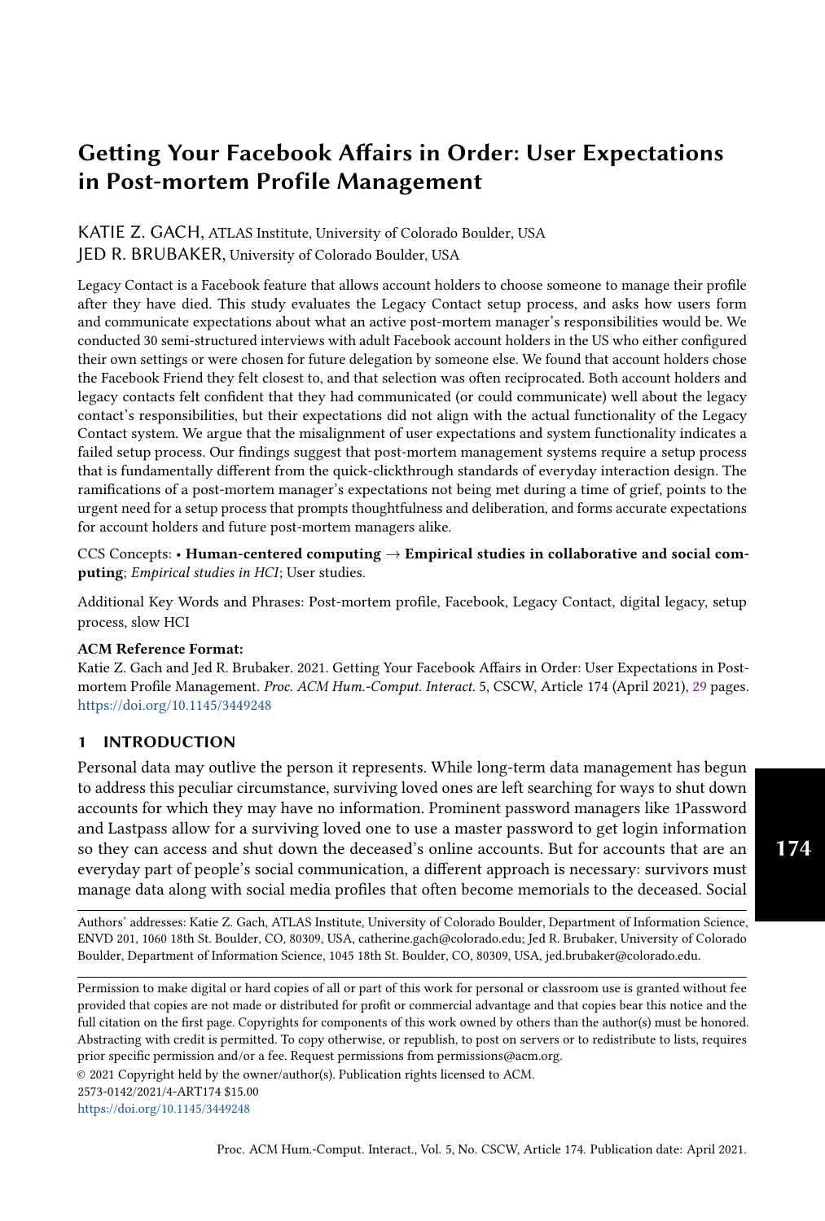# Getting Your Facebook Affairs in Order: User Expectations in Post-mortem Profile Management

KATIE Z. GACH, ATLAS Institute, University of Colorado Boulder, USA
JED R. BRUBAKER, University of Colorado Boulder, USA

Legacy Contact is a Facebook feature that allows account holders to choose someone to manage their profile after they have died. This study evaluates the Legacy Contact setup process, and asks how users form and communicate expectations about what an active post-mortem manager's responsibilities would be. We conducted 30 semi-structured interviews with adult Facebook account holders in the US who either configured their own settings or were chosen for future delegation by someone else. We found that account holders chose the Facebook Friend they felt closest to, and that selection was often reciprocated. Both account holders and legacy contacts felt confident that they had communicated (or could communicate) well about the legacy contact's responsibilities, but their expectations did not align with the actual functionality of the Legacy Contact system. We argue that the misalignment of user expectations and system functionality indicates a failed setup process. Our findings suggest that post-mortem management systems require a setup process that is fundamentally different from the quick-clickthrough standards of everyday interaction design. The ramifications of a post-mortem manager's expectations not being met during a time of grief, points to the urgent need for a setup process that prompts thoughtfulness and deliberation, and forms accurate expectations for account holders and future post-mortem managers alike.

CCS Concepts: • **Human-centered computing** → **Empirical studies in collaborative and social computing**; *Empirical studies in HCI*; User studies.

Additional Key Words and Phrases: Post-mortem profile, Facebook, Legacy Contact, digital legacy, setup process, slow HCI

**ACM Reference Format:**
Katie Z. Gach and Jed R. Brubaker. 2021. Getting Your Facebook Affairs in Order: User Expectations in Post-mortem Profile Management. *Proc. ACM Hum.-Comput. Interact.* 5, CSCW, Article 174 (April 2021), 29 pages. https://doi.org/10.1145/3449248

## 1 INTRODUCTION

Personal data may outlive the person it represents. While long-term data management has begun to address this peculiar circumstance, surviving loved ones are left searching for ways to shut down accounts for which they may have no information. Prominent password managers like 1Password and Lastpass allow for a surviving loved one to use a master password to get login information so they can access and shut down the deceased's online accounts. But for accounts that are an everyday part of people's social communication, a different approach is necessary: survivors must manage data along with social media profiles that often become memorials to the deceased. Social

---

Authors' addresses: Katie Z. Gach, ATLAS Institute, University of Colorado Boulder, Department of Information Science, ENVD 201, 1060 18th St. Boulder, CO, 80309, USA, catherine.gach@colorado.edu; Jed R. Brubaker, University of Colorado Boulder, Department of Information Science, 1045 18th St. Boulder, CO, 80309, USA, jed.brubaker@colorado.edu.

Permission to make digital or hard copies of all or part of this work for personal or classroom use is granted without fee provided that copies are not made or distributed for profit or commercial advantage and that copies bear this notice and the full citation on the first page. Copyrights for components of this work owned by others than the author(s) must be honored. Abstracting with credit is permitted. To copy otherwise, or republish, to post on servers or to redistribute to lists, requires prior specific permission and/or a fee. Request permissions from permissions@acm.org.

© 2021 Copyright held by the owner/author(s). Publication rights licensed to ACM.
2573-0142/2021/4-ART174 $15.00
https://doi.org/10.1145/3449248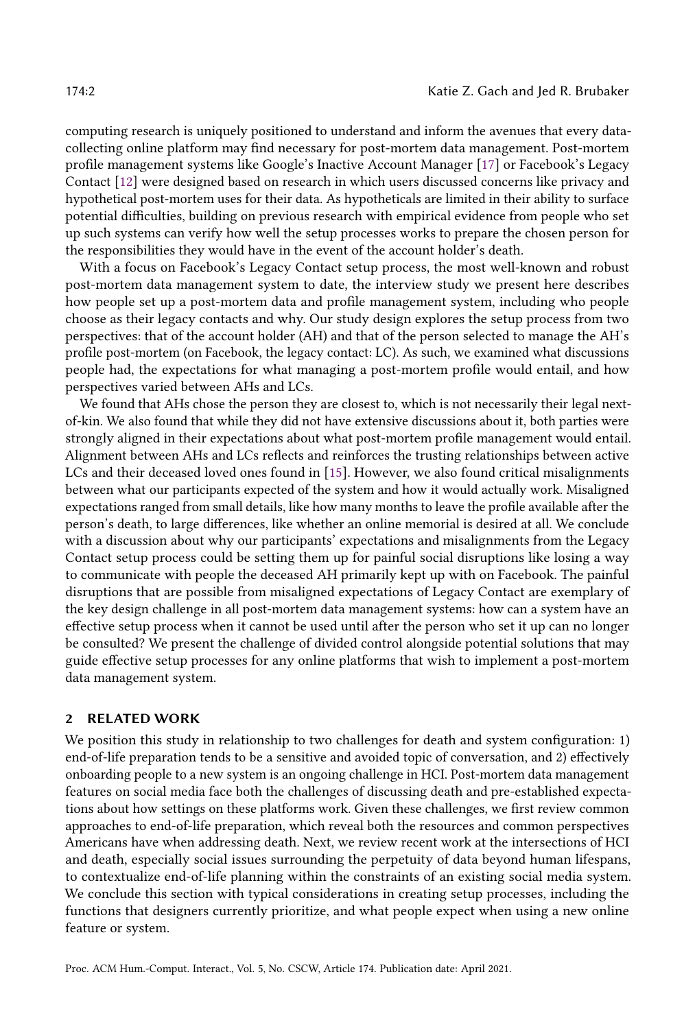computing research is uniquely positioned to understand and inform the avenues that every data-collecting online platform may find necessary for post-mortem data management. Post-mortem profile management systems like Google's Inactive Account Manager [17] or Facebook's Legacy Contact [12] were designed based on research in which users discussed concerns like privacy and hypothetical post-mortem uses for their data. As hypotheticals are limited in their ability to surface potential difficulties, building on previous research with empirical evidence from people who set up such systems can verify how well the setup processes works to prepare the chosen person for the responsibilities they would have in the event of the account holder's death.

With a focus on Facebook's Legacy Contact setup process, the most well-known and robust post-mortem data management system to date, the interview study we present here describes how people set up a post-mortem data and profile management system, including who people choose as their legacy contacts and why. Our study design explores the setup process from two perspectives: that of the account holder (AH) and that of the person selected to manage the AH's profile post-mortem (on Facebook, the legacy contact: LC). As such, we examined what discussions people had, the expectations for what managing a post-mortem profile would entail, and how perspectives varied between AHs and LCs.

We found that AHs chose the person they are closest to, which is not necessarily their legal next-of-kin. We also found that while they did not have extensive discussions about it, both parties were strongly aligned in their expectations about what post-mortem profile management would entail. Alignment between AHs and LCs reflects and reinforces the trusting relationships between active LCs and their deceased loved ones found in [15]. However, we also found critical misalignments between what our participants expected of the system and how it would actually work. Misaligned expectations ranged from small details, like how many months to leave the profile available after the person's death, to large differences, like whether an online memorial is desired at all. We conclude with a discussion about why our participants' expectations and misalignments from the Legacy Contact setup process could be setting them up for painful social disruptions like losing a way to communicate with people the deceased AH primarily kept up with on Facebook. The painful disruptions that are possible from misaligned expectations of Legacy Contact are exemplary of the key design challenge in all post-mortem data management systems: how can a system have an effective setup process when it cannot be used until after the person who set it up can no longer be consulted? We present the challenge of divided control alongside potential solutions that may guide effective setup processes for any online platforms that wish to implement a post-mortem data management system.

## 2 RELATED WORK

We position this study in relationship to two challenges for death and system configuration: 1) end-of-life preparation tends to be a sensitive and avoided topic of conversation, and 2) effectively onboarding people to a new system is an ongoing challenge in HCI. Post-mortem data management features on social media face both the challenges of discussing death and pre-established expectations about how settings on these platforms work. Given these challenges, we first review common approaches to end-of-life preparation, which reveal both the resources and common perspectives Americans have when addressing death. Next, we review recent work at the intersections of HCI and death, especially social issues surrounding the perpetuity of data beyond human lifespans, to contextualize end-of-life planning within the constraints of an existing social media system. We conclude this section with typical considerations in creating setup processes, including the functions that designers currently prioritize, and what people expect when using a new online feature or system.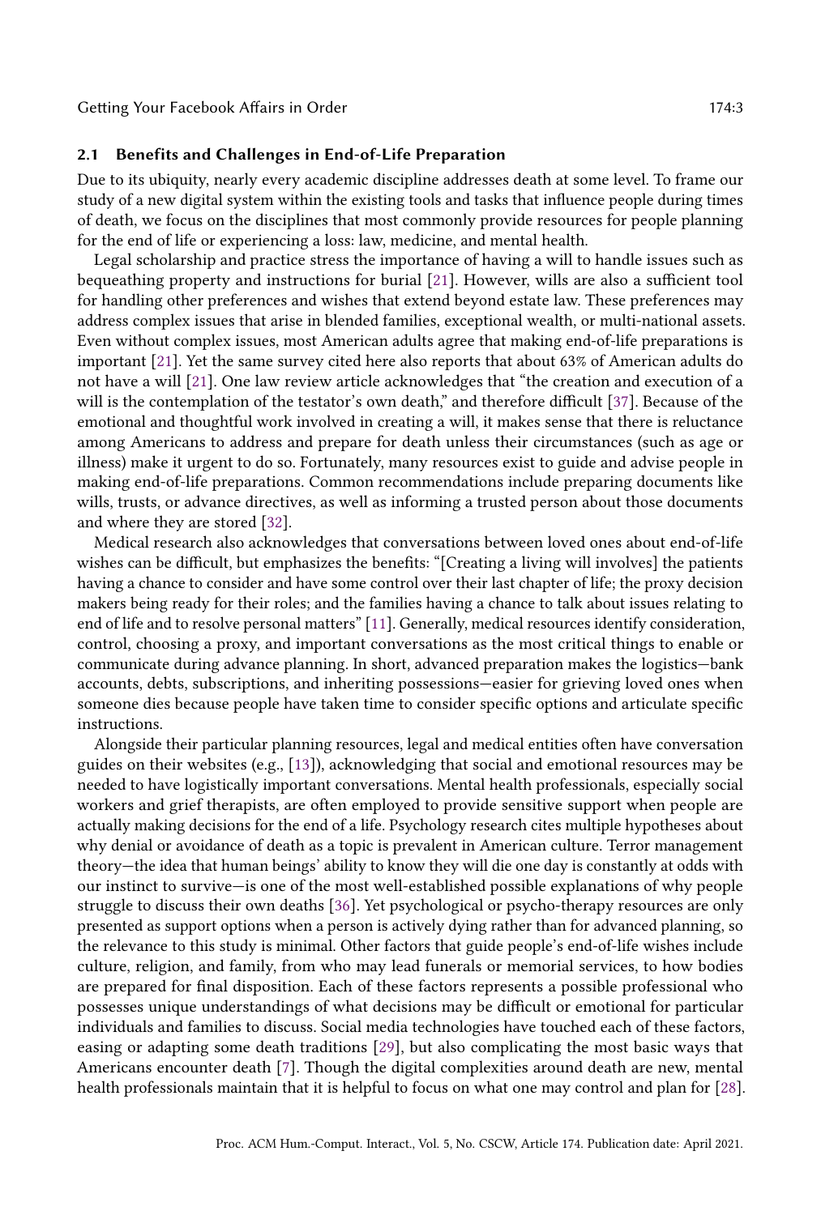### 2.1 Benefits and Challenges in End-of-Life Preparation

Due to its ubiquity, nearly every academic discipline addresses death at some level. To frame our study of a new digital system within the existing tools and tasks that influence people during times of death, we focus on the disciplines that most commonly provide resources for people planning for the end of life or experiencing a loss: law, medicine, and mental health.

Legal scholarship and practice stress the importance of having a will to handle issues such as bequeathing property and instructions for burial [21]. However, wills are also a sufficient tool for handling other preferences and wishes that extend beyond estate law. These preferences may address complex issues that arise in blended families, exceptional wealth, or multi-national assets. Even without complex issues, most American adults agree that making end-of-life preparations is important [21]. Yet the same survey cited here also reports that about 63% of American adults do not have a will [21]. One law review article acknowledges that "the creation and execution of a will is the contemplation of the testator's own death," and therefore difficult [37]. Because of the emotional and thoughtful work involved in creating a will, it makes sense that there is reluctance among Americans to address and prepare for death unless their circumstances (such as age or illness) make it urgent to do so. Fortunately, many resources exist to guide and advise people in making end-of-life preparations. Common recommendations include preparing documents like wills, trusts, or advance directives, as well as informing a trusted person about those documents and where they are stored [32].

Medical research also acknowledges that conversations between loved ones about end-of-life wishes can be difficult, but emphasizes the benefits: "[Creating a living will involves] the patients having a chance to consider and have some control over their last chapter of life; the proxy decision makers being ready for their roles; and the families having a chance to talk about issues relating to end of life and to resolve personal matters" [11]. Generally, medical resources identify consideration, control, choosing a proxy, and important conversations as the most critical things to enable or communicate during advance planning. In short, advanced preparation makes the logistics—bank accounts, debts, subscriptions, and inheriting possessions—easier for grieving loved ones when someone dies because people have taken time to consider specific options and articulate specific instructions.

Alongside their particular planning resources, legal and medical entities often have conversation guides on their websites (e.g., [13]), acknowledging that social and emotional resources may be needed to have logistically important conversations. Mental health professionals, especially social workers and grief therapists, are often employed to provide sensitive support when people are actually making decisions for the end of a life. Psychology research cites multiple hypotheses about why denial or avoidance of death as a topic is prevalent in American culture. Terror management theory—the idea that human beings' ability to know they will die one day is constantly at odds with our instinct to survive—is one of the most well-established possible explanations of why people struggle to discuss their own deaths [36]. Yet psychological or psycho-therapy resources are only presented as support options when a person is actively dying rather than for advanced planning, so the relevance to this study is minimal. Other factors that guide people's end-of-life wishes include culture, religion, and family, from who may lead funerals or memorial services, to how bodies are prepared for final disposition. Each of these factors represents a possible professional who possesses unique understandings of what decisions may be difficult or emotional for particular individuals and families to discuss. Social media technologies have touched each of these factors, easing or adapting some death traditions [29], but also complicating the most basic ways that Americans encounter death [7]. Though the digital complexities around death are new, mental health professionals maintain that it is helpful to focus on what one may control and plan for [28].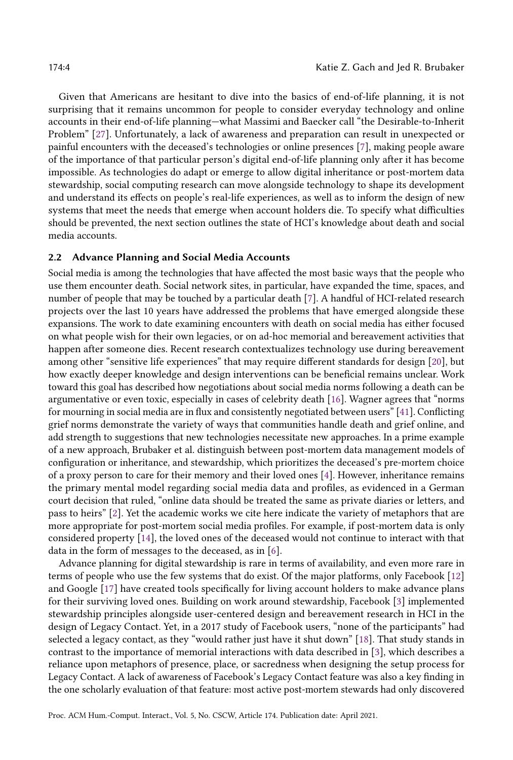Given that Americans are hesitant to dive into the basics of end-of-life planning, it is not surprising that it remains uncommon for people to consider everyday technology and online accounts in their end-of-life planning—what Massimi and Baecker call "the Desirable-to-Inherit Problem" [27]. Unfortunately, a lack of awareness and preparation can result in unexpected or painful encounters with the deceased's technologies or online presences [7], making people aware of the importance of that particular person's digital end-of-life planning only after it has become impossible. As technologies do adapt or emerge to allow digital inheritance or post-mortem data stewardship, social computing research can move alongside technology to shape its development and understand its effects on people's real-life experiences, as well as to inform the design of new systems that meet the needs that emerge when account holders die. To specify what difficulties should be prevented, the next section outlines the state of HCI's knowledge about death and social media accounts.

## 2.2 Advance Planning and Social Media Accounts

Social media is among the technologies that have affected the most basic ways that the people who use them encounter death. Social network sites, in particular, have expanded the time, spaces, and number of people that may be touched by a particular death [7]. A handful of HCI-related research projects over the last 10 years have addressed the problems that have emerged alongside these expansions. The work to date examining encounters with death on social media has either focused on what people wish for their own legacies, or on ad-hoc memorial and bereavement activities that happen after someone dies. Recent research contextualizes technology use during bereavement among other "sensitive life experiences" that may require different standards for design [20], but how exactly deeper knowledge and design interventions can be beneficial remains unclear. Work toward this goal has described how negotiations about social media norms following a death can be argumentative or even toxic, especially in cases of celebrity death [16]. Wagner agrees that "norms for mourning in social media are in flux and consistently negotiated between users" [41]. Conflicting grief norms demonstrate the variety of ways that communities handle death and grief online, and add strength to suggestions that new technologies necessitate new approaches. In a prime example of a new approach, Brubaker et al. distinguish between post-mortem data management models of configuration or inheritance, and stewardship, which prioritizes the deceased's pre-mortem choice of a proxy person to care for their memory and their loved ones [4]. However, inheritance remains the primary mental model regarding social media data and profiles, as evidenced in a German court decision that ruled, "online data should be treated the same as private diaries or letters, and pass to heirs" [2]. Yet the academic works we cite here indicate the variety of metaphors that are more appropriate for post-mortem social media profiles. For example, if post-mortem data is only considered property [14], the loved ones of the deceased would not continue to interact with that data in the form of messages to the deceased, as in [6].

Advance planning for digital stewardship is rare in terms of availability, and even more rare in terms of people who use the few systems that do exist. Of the major platforms, only Facebook [12] and Google [17] have created tools specifically for living account holders to make advance plans for their surviving loved ones. Building on work around stewardship, Facebook [3] implemented stewardship principles alongside user-centered design and bereavement research in HCI in the design of Legacy Contact. Yet, in a 2017 study of Facebook users, "none of the participants" had selected a legacy contact, as they "would rather just have it shut down" [18]. That study stands in contrast to the importance of memorial interactions with data described in [3], which describes a reliance upon metaphors of presence, place, or sacredness when designing the setup process for Legacy Contact. A lack of awareness of Facebook's Legacy Contact feature was also a key finding in the one scholarly evaluation of that feature: most active post-mortem stewards had only discovered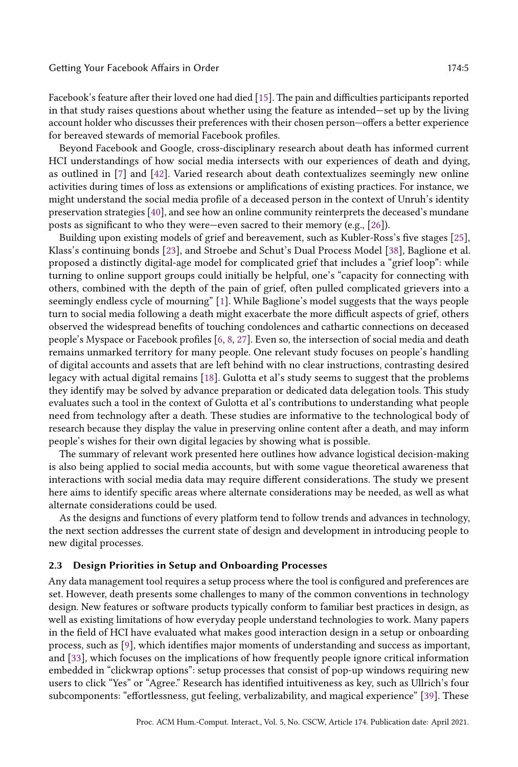Facebook's feature after their loved one had died [15]. The pain and difficulties participants reported in that study raises questions about whether using the feature as intended—set up by the living account holder who discusses their preferences with their chosen person—offers a better experience for bereaved stewards of memorial Facebook profiles.

Beyond Facebook and Google, cross-disciplinary research about death has informed current HCI understandings of how social media intersects with our experiences of death and dying, as outlined in [7] and [42]. Varied research about death contextualizes seemingly new online activities during times of loss as extensions or amplifications of existing practices. For instance, we might understand the social media profile of a deceased person in the context of Unruh's identity preservation strategies [40], and see how an online community reinterprets the deceased's mundane posts as significant to who they were—even sacred to their memory (e.g., [26]).

Building upon existing models of grief and bereavement, such as Kubler-Ross's five stages [25], Klass's continuing bonds [23], and Stroebe and Schut's Dual Process Model [38], Baglione et al. proposed a distinctly digital-age model for complicated grief that includes a "grief loop": while turning to online support groups could initially be helpful, one's "capacity for connecting with others, combined with the depth of the pain of grief, often pulled complicated grievers into a seemingly endless cycle of mourning" [1]. While Baglione's model suggests that the ways people turn to social media following a death might exacerbate the more difficult aspects of grief, others observed the widespread benefits of touching condolences and cathartic connections on deceased people's Myspace or Facebook profiles [6, 8, 27]. Even so, the intersection of social media and death remains unmarked territory for many people. One relevant study focuses on people's handling of digital accounts and assets that are left behind with no clear instructions, contrasting desired legacy with actual digital remains [18]. Gulotta et al's study seems to suggest that the problems they identify may be solved by advance preparation or dedicated data delegation tools. This study evaluates such a tool in the context of Gulotta et al's contributions to understanding what people need from technology after a death. These studies are informative to the technological body of research because they display the value in preserving online content after a death, and may inform people's wishes for their own digital legacies by showing what is possible.

The summary of relevant work presented here outlines how advance logistical decision-making is also being applied to social media accounts, but with some vague theoretical awareness that interactions with social media data may require different considerations. The study we present here aims to identify specific areas where alternate considerations may be needed, as well as what alternate considerations could be used.

As the designs and functions of every platform tend to follow trends and advances in technology, the next section addresses the current state of design and development in introducing people to new digital processes.

### 2.3 Design Priorities in Setup and Onboarding Processes

Any data management tool requires a setup process where the tool is configured and preferences are set. However, death presents some challenges to many of the common conventions in technology design. New features or software products typically conform to familiar best practices in design, as well as existing limitations of how everyday people understand technologies to work. Many papers in the field of HCI have evaluated what makes good interaction design in a setup or onboarding process, such as [9], which identifies major moments of understanding and success as important, and [33], which focuses on the implications of how frequently people ignore critical information embedded in "clickwrap options": setup processes that consist of pop-up windows requiring new users to click "Yes" or "Agree." Research has identified intuitiveness as key, such as Ullrich's four subcomponents: "effortlessness, gut feeling, verbalizability, and magical experience" [39]. These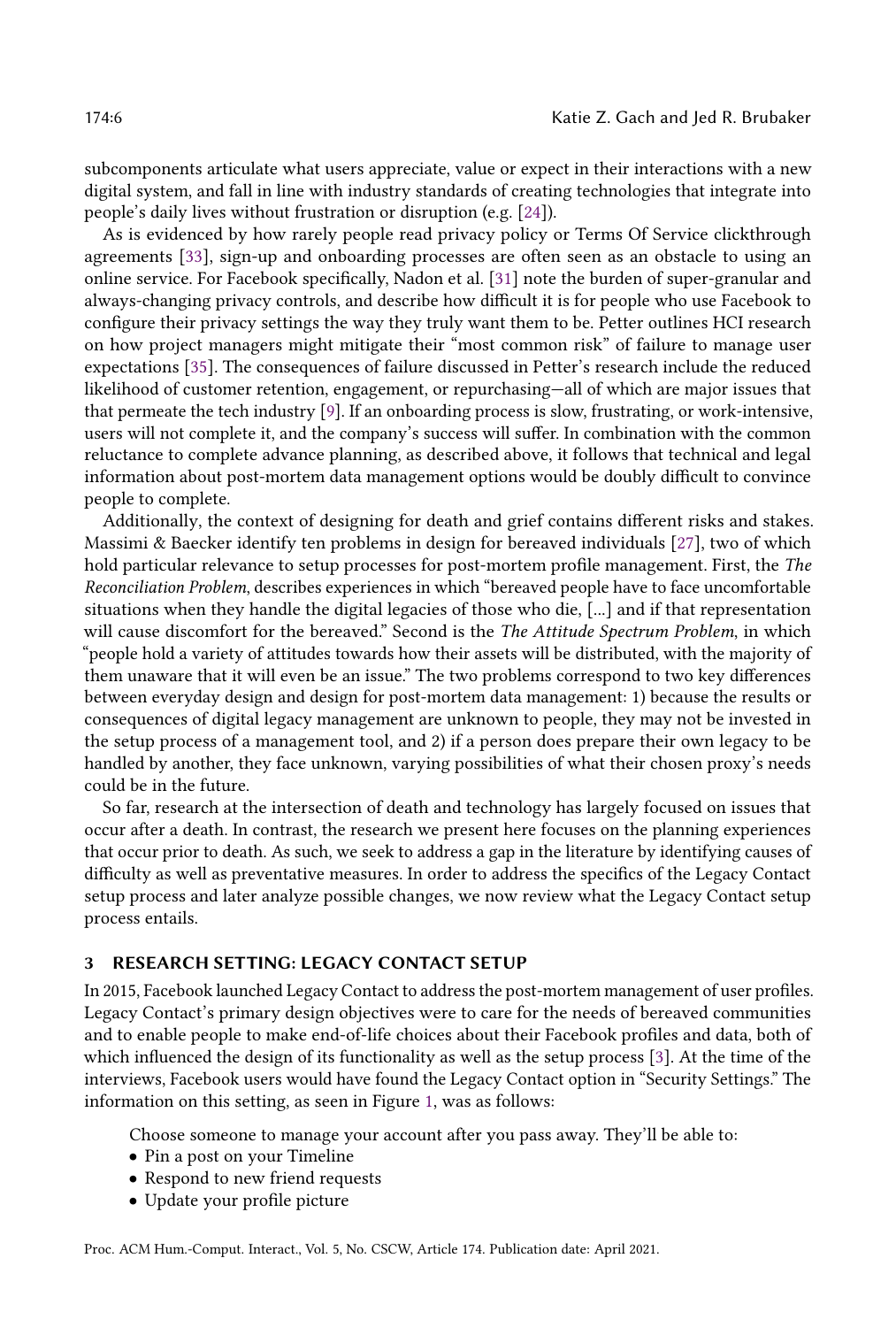subcomponents articulate what users appreciate, value or expect in their interactions with a new digital system, and fall in line with industry standards of creating technologies that integrate into people's daily lives without frustration or disruption (e.g. [24]).

As is evidenced by how rarely people read privacy policy or Terms Of Service clickthrough agreements [33], sign-up and onboarding processes are often seen as an obstacle to using an online service. For Facebook specifically, Nadon et al. [31] note the burden of super-granular and always-changing privacy controls, and describe how difficult it is for people who use Facebook to configure their privacy settings the way they truly want them to be. Petter outlines HCI research on how project managers might mitigate their "most common risk" of failure to manage user expectations [35]. The consequences of failure discussed in Petter's research include the reduced likelihood of customer retention, engagement, or repurchasing—all of which are major issues that that permeate the tech industry [9]. If an onboarding process is slow, frustrating, or work-intensive, users will not complete it, and the company's success will suffer. In combination with the common reluctance to complete advance planning, as described above, it follows that technical and legal information about post-mortem data management options would be doubly difficult to convince people to complete.

Additionally, the context of designing for death and grief contains different risks and stakes. Massimi & Baecker identify ten problems in design for bereaved individuals [27], two of which hold particular relevance to setup processes for post-mortem profile management. First, the *The Reconciliation Problem*, describes experiences in which "bereaved people have to face uncomfortable situations when they handle the digital legacies of those who die, [...] and if that representation will cause discomfort for the bereaved." Second is the *The Attitude Spectrum Problem*, in which "people hold a variety of attitudes towards how their assets will be distributed, with the majority of them unaware that it will even be an issue." The two problems correspond to two key differences between everyday design and design for post-mortem data management: 1) because the results or consequences of digital legacy management are unknown to people, they may not be invested in the setup process of a management tool, and 2) if a person does prepare their own legacy to be handled by another, they face unknown, varying possibilities of what their chosen proxy's needs could be in the future.

So far, research at the intersection of death and technology has largely focused on issues that occur after a death. In contrast, the research we present here focuses on the planning experiences that occur prior to death. As such, we seek to address a gap in the literature by identifying causes of difficulty as well as preventative measures. In order to address the specifics of the Legacy Contact setup process and later analyze possible changes, we now review what the Legacy Contact setup process entails.

## 3 RESEARCH SETTING: LEGACY CONTACT SETUP

In 2015, Facebook launched Legacy Contact to address the post-mortem management of user profiles. Legacy Contact's primary design objectives were to care for the needs of bereaved communities and to enable people to make end-of-life choices about their Facebook profiles and data, both of which influenced the design of its functionality as well as the setup process [3]. At the time of the interviews, Facebook users would have found the Legacy Contact option in "Security Settings." The information on this setting, as seen in Figure 1, was as follows:

> Choose someone to manage your account after you pass away. They'll be able to:
> - Pin a post on your Timeline
> - Respond to new friend requests
> - Update your profile picture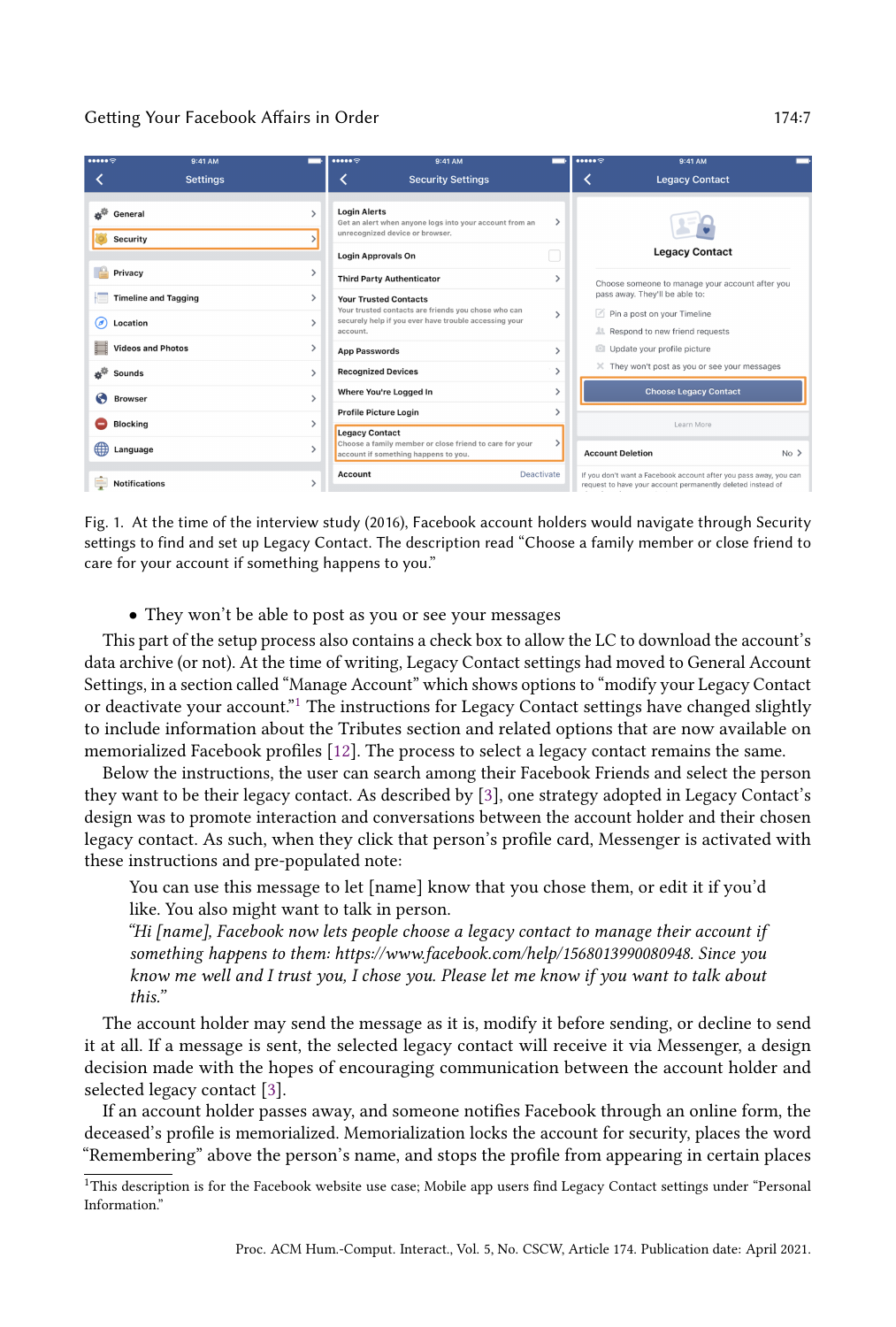Fig. 1. At the time of the interview study (2016), Facebook account holders would navigate through Security settings to find and set up Legacy Contact. The description read "Choose a family member or close friend to care for your account if something happens to you."

- They won't be able to post as you or see your messages

This part of the setup process also contains a check box to allow the LC to download the account's data archive (or not). At the time of writing, Legacy Contact settings had moved to General Account Settings, in a section called "Manage Account" which shows options to "modify your Legacy Contact or deactivate your account."[1] The instructions for Legacy Contact settings have changed slightly to include information about the Tributes section and related options that are now available on memorialized Facebook profiles [12]. The process to select a legacy contact remains the same.

Below the instructions, the user can search among their Facebook Friends and select the person they want to be their legacy contact. As described by [3], one strategy adopted in Legacy Contact's design was to promote interaction and conversations between the account holder and their chosen legacy contact. As such, when they click that person's profile card, Messenger is activated with these instructions and pre-populated note:

> You can use this message to let [name] know that you chose them, or edit it if you'd like. You also might want to talk in person.
> *"Hi [name], Facebook now lets people choose a legacy contact to manage their account if something happens to them: https://www.facebook.com/help/1568013990080948. Since you know me well and I trust you, I chose you. Please let me know if you want to talk about this."*

The account holder may send the message as it is, modify it before sending, or decline to send it at all. If a message is sent, the selected legacy contact will receive it via Messenger, a design decision made with the hopes of encouraging communication between the account holder and selected legacy contact [3].

If an account holder passes away, and someone notifies Facebook through an online form, the deceased's profile is memorialized. Memorialization locks the account for security, places the word "Remembering" above the person's name, and stops the profile from appearing in certain places

[1] This description is for the Facebook website use case; Mobile app users find Legacy Contact settings under "Personal Information."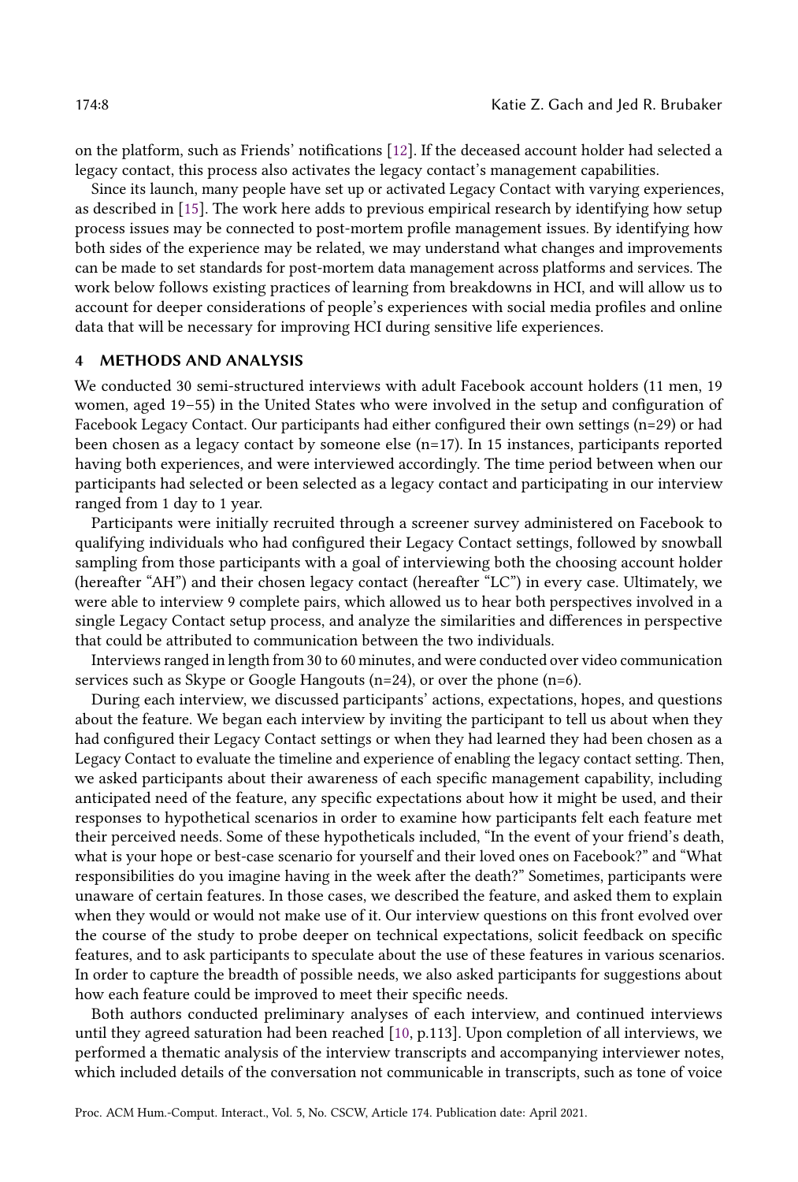on the platform, such as Friends' notifications [12]. If the deceased account holder had selected a legacy contact, this process also activates the legacy contact's management capabilities.

Since its launch, many people have set up or activated Legacy Contact with varying experiences, as described in [15]. The work here adds to previous empirical research by identifying how setup process issues may be connected to post-mortem profile management issues. By identifying how both sides of the experience may be related, we may understand what changes and improvements can be made to set standards for post-mortem data management across platforms and services. The work below follows existing practices of learning from breakdowns in HCI, and will allow us to account for deeper considerations of people's experiences with social media profiles and online data that will be necessary for improving HCI during sensitive life experiences.

## 4 METHODS AND ANALYSIS

We conducted 30 semi-structured interviews with adult Facebook account holders (11 men, 19 women, aged 19–55) in the United States who were involved in the setup and configuration of Facebook Legacy Contact. Our participants had either configured their own settings (n=29) or had been chosen as a legacy contact by someone else (n=17). In 15 instances, participants reported having both experiences, and were interviewed accordingly. The time period between when our participants had selected or been selected as a legacy contact and participating in our interview ranged from 1 day to 1 year.

Participants were initially recruited through a screener survey administered on Facebook to qualifying individuals who had configured their Legacy Contact settings, followed by snowball sampling from those participants with a goal of interviewing both the choosing account holder (hereafter "AH") and their chosen legacy contact (hereafter "LC") in every case. Ultimately, we were able to interview 9 complete pairs, which allowed us to hear both perspectives involved in a single Legacy Contact setup process, and analyze the similarities and differences in perspective that could be attributed to communication between the two individuals.

Interviews ranged in length from 30 to 60 minutes, and were conducted over video communication services such as Skype or Google Hangouts (n=24), or over the phone (n=6).

During each interview, we discussed participants' actions, expectations, hopes, and questions about the feature. We began each interview by inviting the participant to tell us about when they had configured their Legacy Contact settings or when they had learned they had been chosen as a Legacy Contact to evaluate the timeline and experience of enabling the legacy contact setting. Then, we asked participants about their awareness of each specific management capability, including anticipated need of the feature, any specific expectations about how it might be used, and their responses to hypothetical scenarios in order to examine how participants felt each feature met their perceived needs. Some of these hypotheticals included, "In the event of your friend's death, what is your hope or best-case scenario for yourself and their loved ones on Facebook?" and "What responsibilities do you imagine having in the week after the death?" Sometimes, participants were unaware of certain features. In those cases, we described the feature, and asked them to explain when they would or would not make use of it. Our interview questions on this front evolved over the course of the study to probe deeper on technical expectations, solicit feedback on specific features, and to ask participants to speculate about the use of these features in various scenarios. In order to capture the breadth of possible needs, we also asked participants for suggestions about how each feature could be improved to meet their specific needs.

Both authors conducted preliminary analyses of each interview, and continued interviews until they agreed saturation had been reached [10, p.113]. Upon completion of all interviews, we performed a thematic analysis of the interview transcripts and accompanying interviewer notes, which included details of the conversation not communicable in transcripts, such as tone of voice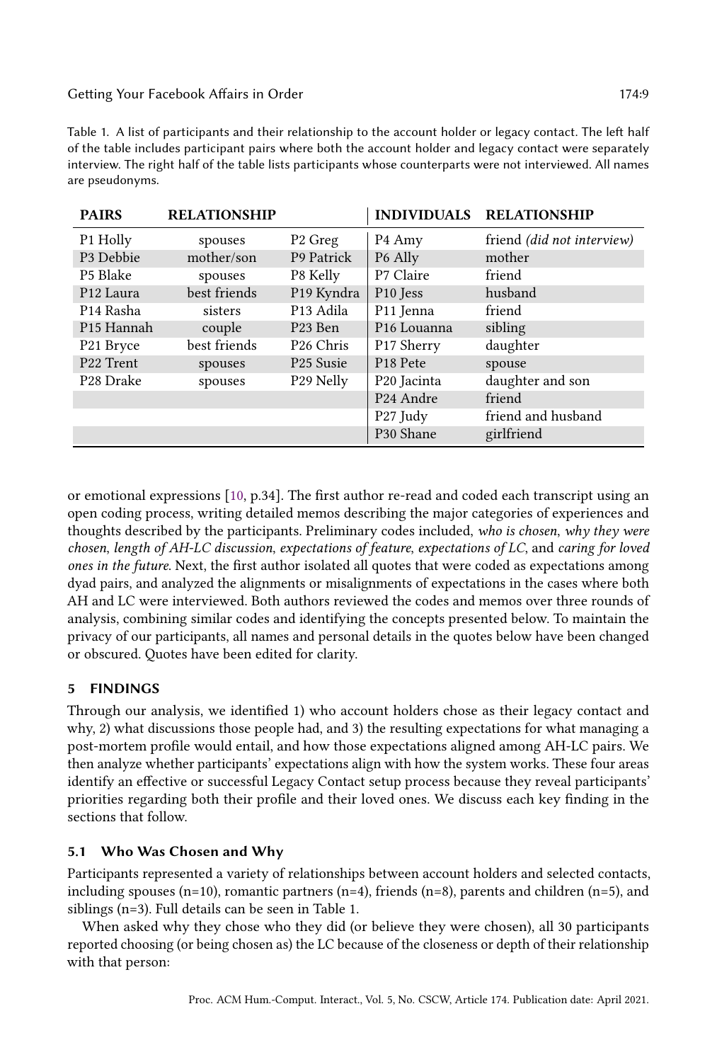Table 1. A list of participants and their relationship to the account holder or legacy contact. The left half of the table includes participant pairs where both the account holder and legacy contact were separately interview. The right half of the table lists participants whose counterparts were not interviewed. All names are pseudonyms.

| PAIRS | RELATIONSHIP | | INDIVIDUALS | RELATIONSHIP |
|---|---|---|---|---|
| P1 Holly | spouses | P2 Greg | P4 Amy | friend *(did not interview)* |
| P3 Debbie | mother/son | P9 Patrick | P6 Ally | mother |
| P5 Blake | spouses | P8 Kelly | P7 Claire | friend |
| P12 Laura | best friends | P19 Kyndra | P10 Jess | husband |
| P14 Rasha | sisters | P13 Adila | P11 Jenna | friend |
| P15 Hannah | couple | P23 Ben | P16 Louanna | sibling |
| P21 Bryce | best friends | P26 Chris | P17 Sherry | daughter |
| P22 Trent | spouses | P25 Susie | P18 Pete | spouse |
| P28 Drake | spouses | P29 Nelly | P20 Jacinta | daughter and son |
| | | | P24 Andre | friend |
| | | | P27 Judy | friend and husband |
| | | | P30 Shane | girlfriend |

or emotional expressions [10, p.34]. The first author re-read and coded each transcript using an open coding process, writing detailed memos describing the major categories of experiences and thoughts described by the participants. Preliminary codes included, *who is chosen*, *why they were chosen*, *length of AH-LC discussion*, *expectations of feature*, *expectations of LC*, and *caring for loved ones in the future*. Next, the first author isolated all quotes that were coded as expectations among dyad pairs, and analyzed the alignments or misalignments of expectations in the cases where both AH and LC were interviewed. Both authors reviewed the codes and memos over three rounds of analysis, combining similar codes and identifying the concepts presented below. To maintain the privacy of our participants, all names and personal details in the quotes below have been changed or obscured. Quotes have been edited for clarity.

## 5 FINDINGS

Through our analysis, we identified 1) who account holders chose as their legacy contact and why, 2) what discussions those people had, and 3) the resulting expectations for what managing a post-mortem profile would entail, and how those expectations aligned among AH-LC pairs. We then analyze whether participants' expectations align with how the system works. These four areas identify an effective or successful Legacy Contact setup process because they reveal participants' priorities regarding both their profile and their loved ones. We discuss each key finding in the sections that follow.

### 5.1 Who Was Chosen and Why

Participants represented a variety of relationships between account holders and selected contacts, including spouses (n=10), romantic partners (n=4), friends (n=8), parents and children (n=5), and siblings (n=3). Full details can be seen in Table 1.

When asked why they chose who they did (or believe they were chosen), all 30 participants reported choosing (or being chosen as) the LC because of the closeness or depth of their relationship with that person: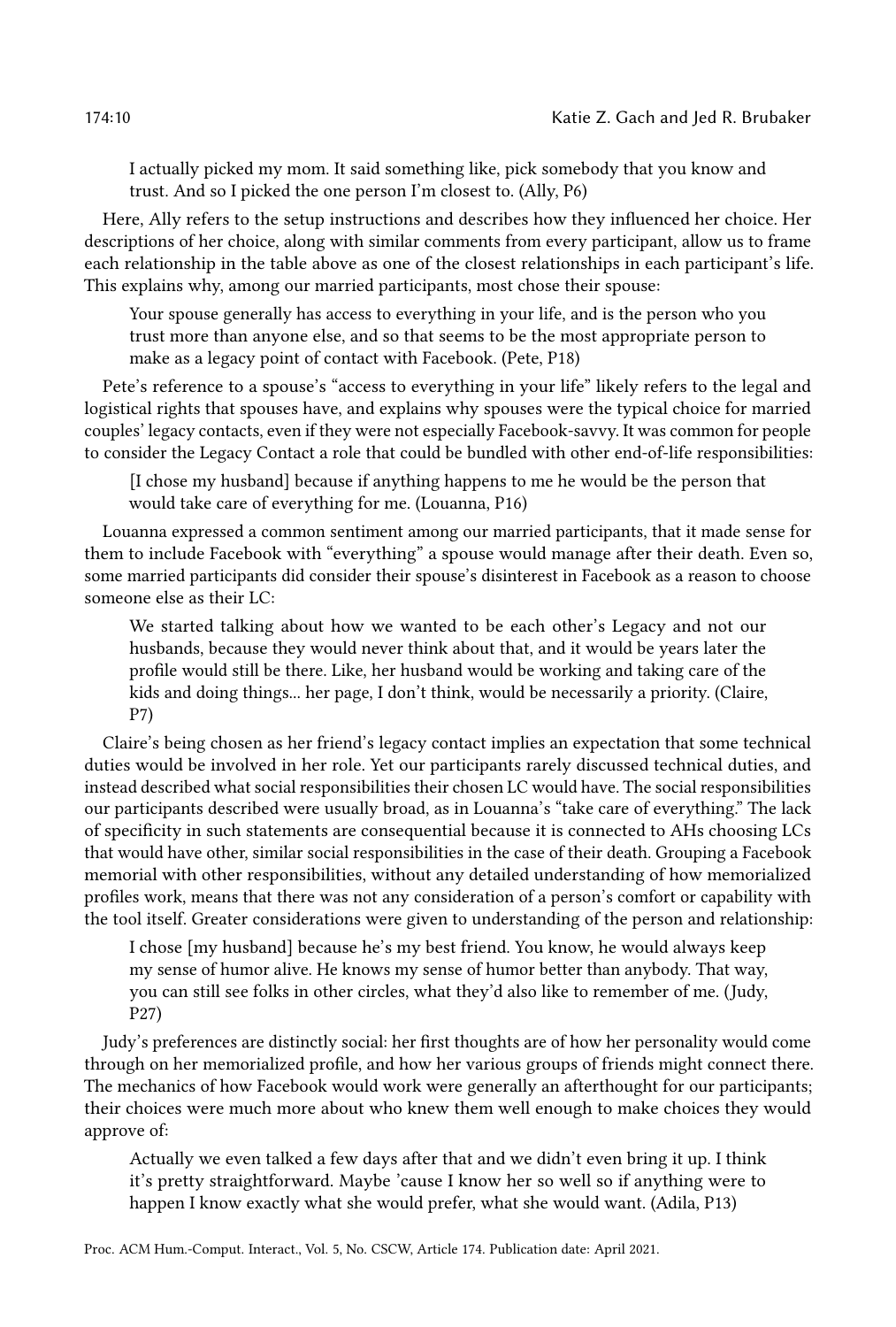> I actually picked my mom. It said something like, pick somebody that you know and trust. And so I picked the one person I'm closest to. (Ally, P6)

Here, Ally refers to the setup instructions and describes how they influenced her choice. Her descriptions of her choice, along with similar comments from every participant, allow us to frame each relationship in the table above as one of the closest relationships in each participant's life. This explains why, among our married participants, most chose their spouse:

> Your spouse generally has access to everything in your life, and is the person who you trust more than anyone else, and so that seems to be the most appropriate person to make as a legacy point of contact with Facebook. (Pete, P18)

Pete's reference to a spouse's "access to everything in your life" likely refers to the legal and logistical rights that spouses have, and explains why spouses were the typical choice for married couples' legacy contacts, even if they were not especially Facebook-savvy. It was common for people to consider the Legacy Contact a role that could be bundled with other end-of-life responsibilities:

> [I chose my husband] because if anything happens to me he would be the person that would take care of everything for me. (Louanna, P16)

Louanna expressed a common sentiment among our married participants, that it made sense for them to include Facebook with "everything" a spouse would manage after their death. Even so, some married participants did consider their spouse's disinterest in Facebook as a reason to choose someone else as their LC:

> We started talking about how we wanted to be each other's Legacy and not our husbands, because they would never think about that, and it would be years later the profile would still be there. Like, her husband would be working and taking care of the kids and doing things... her page, I don't think, would be necessarily a priority. (Claire, P7)

Claire's being chosen as her friend's legacy contact implies an expectation that some technical duties would be involved in her role. Yet our participants rarely discussed technical duties, and instead described what social responsibilities their chosen LC would have. The social responsibilities our participants described were usually broad, as in Louanna's "take care of everything." The lack of specificity in such statements are consequential because it is connected to AHs choosing LCs that would have other, similar social responsibilities in the case of their death. Grouping a Facebook memorial with other responsibilities, without any detailed understanding of how memorialized profiles work, means that there was not any consideration of a person's comfort or capability with the tool itself. Greater considerations were given to understanding of the person and relationship:

> I chose [my husband] because he's my best friend. You know, he would always keep my sense of humor alive. He knows my sense of humor better than anybody. That way, you can still see folks in other circles, what they'd also like to remember of me. (Judy, P27)

Judy's preferences are distinctly social: her first thoughts are of how her personality would come through on her memorialized profile, and how her various groups of friends might connect there. The mechanics of how Facebook would work were generally an afterthought for our participants; their choices were much more about who knew them well enough to make choices they would approve of:

> Actually we even talked a few days after that and we didn't even bring it up. I think it's pretty straightforward. Maybe 'cause I know her so well so if anything were to happen I know exactly what she would prefer, what she would want. (Adila, P13)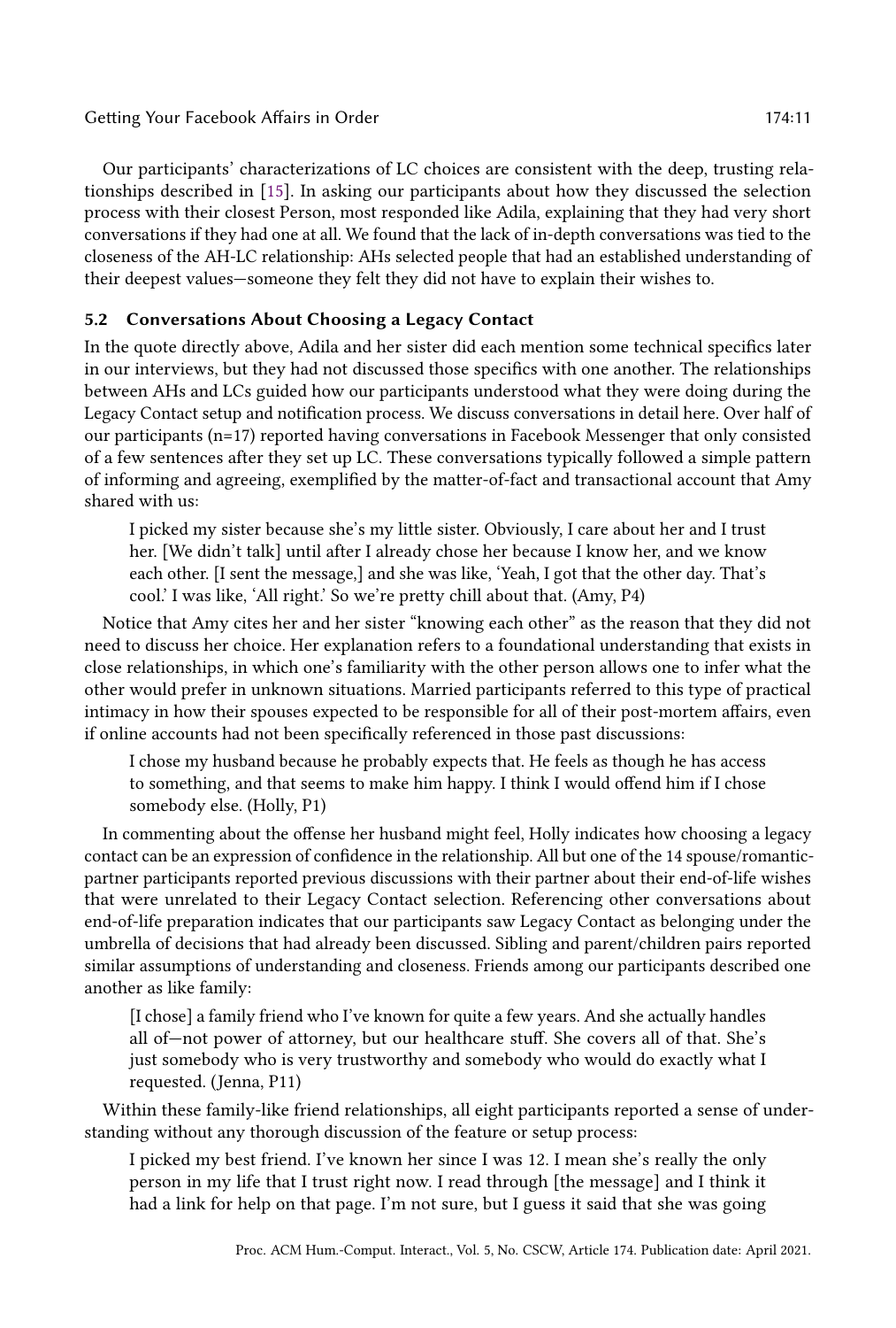Our participants' characterizations of LC choices are consistent with the deep, trusting relationships described in [15]. In asking our participants about how they discussed the selection process with their closest Person, most responded like Adila, explaining that they had very short conversations if they had one at all. We found that the lack of in-depth conversations was tied to the closeness of the AH-LC relationship: AHs selected people that had an established understanding of their deepest values—someone they felt they did not have to explain their wishes to.

### 5.2 Conversations About Choosing a Legacy Contact

In the quote directly above, Adila and her sister did each mention some technical specifics later in our interviews, but they had not discussed those specifics with one another. The relationships between AHs and LCs guided how our participants understood what they were doing during the Legacy Contact setup and notification process. We discuss conversations in detail here. Over half of our participants (n=17) reported having conversations in Facebook Messenger that only consisted of a few sentences after they set up LC. These conversations typically followed a simple pattern of informing and agreeing, exemplified by the matter-of-fact and transactional account that Amy shared with us:

> I picked my sister because she's my little sister. Obviously, I care about her and I trust her. [We didn't talk] until after I already chose her because I know her, and we know each other. [I sent the message,] and she was like, 'Yeah, I got that the other day. That's cool.' I was like, 'All right.' So we're pretty chill about that. (Amy, P4)

Notice that Amy cites her and her sister "knowing each other" as the reason that they did not need to discuss her choice. Her explanation refers to a foundational understanding that exists in close relationships, in which one's familiarity with the other person allows one to infer what the other would prefer in unknown situations. Married participants referred to this type of practical intimacy in how their spouses expected to be responsible for all of their post-mortem affairs, even if online accounts had not been specifically referenced in those past discussions:

> I chose my husband because he probably expects that. He feels as though he has access to something, and that seems to make him happy. I think I would offend him if I chose somebody else. (Holly, P1)

In commenting about the offense her husband might feel, Holly indicates how choosing a legacy contact can be an expression of confidence in the relationship. All but one of the 14 spouse/romantic-partner participants reported previous discussions with their partner about their end-of-life wishes that were unrelated to their Legacy Contact selection. Referencing other conversations about end-of-life preparation indicates that our participants saw Legacy Contact as belonging under the umbrella of decisions that had already been discussed. Sibling and parent/children pairs reported similar assumptions of understanding and closeness. Friends among our participants described one another as like family:

> [I chose] a family friend who I've known for quite a few years. And she actually handles all of—not power of attorney, but our healthcare stuff. She covers all of that. She's just somebody who is very trustworthy and somebody who would do exactly what I requested. (Jenna, P11)

Within these family-like friend relationships, all eight participants reported a sense of understanding without any thorough discussion of the feature or setup process:

> I picked my best friend. I've known her since I was 12. I mean she's really the only person in my life that I trust right now. I read through [the message] and I think it had a link for help on that page. I'm not sure, but I guess it said that she was going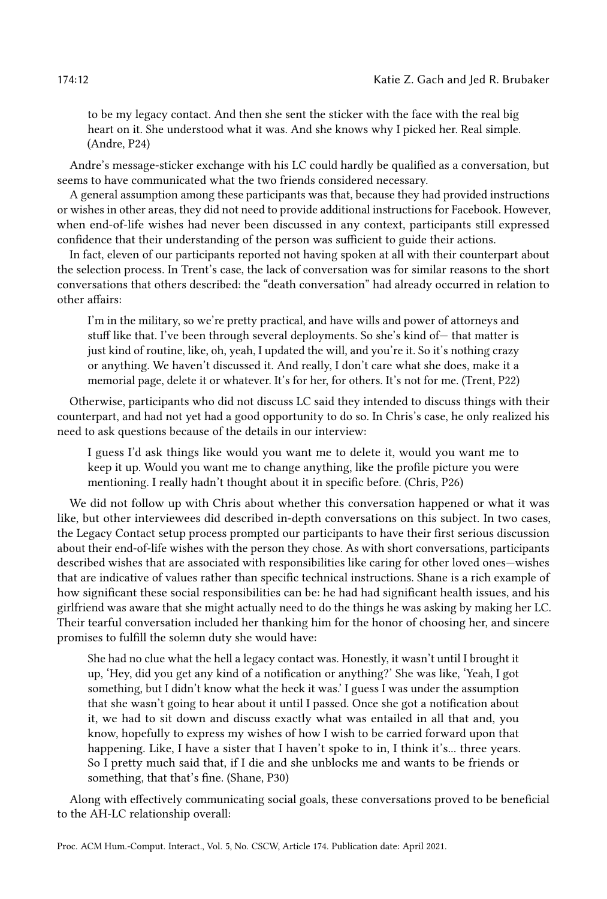> to be my legacy contact. And then she sent the sticker with the face with the real big heart on it. She understood what it was. And she knows why I picked her. Real simple. (Andre, P24)

Andre's message-sticker exchange with his LC could hardly be qualified as a conversation, but seems to have communicated what the two friends considered necessary.

A general assumption among these participants was that, because they had provided instructions or wishes in other areas, they did not need to provide additional instructions for Facebook. However, when end-of-life wishes had never been discussed in any context, participants still expressed confidence that their understanding of the person was sufficient to guide their actions.

In fact, eleven of our participants reported not having spoken at all with their counterpart about the selection process. In Trent's case, the lack of conversation was for similar reasons to the short conversations that others described: the "death conversation" had already occurred in relation to other affairs:

> I'm in the military, so we're pretty practical, and have wills and power of attorneys and stuff like that. I've been through several deployments. So she's kind of— that matter is just kind of routine, like, oh, yeah, I updated the will, and you're it. So it's nothing crazy or anything. We haven't discussed it. And really, I don't care what she does, make it a memorial page, delete it or whatever. It's for her, for others. It's not for me. (Trent, P22)

Otherwise, participants who did not discuss LC said they intended to discuss things with their counterpart, and had not yet had a good opportunity to do so. In Chris's case, he only realized his need to ask questions because of the details in our interview:

> I guess I'd ask things like would you want me to delete it, would you want me to keep it up. Would you want me to change anything, like the profile picture you were mentioning. I really hadn't thought about it in specific before. (Chris, P26)

We did not follow up with Chris about whether this conversation happened or what it was like, but other interviewees did described in-depth conversations on this subject. In two cases, the Legacy Contact setup process prompted our participants to have their first serious discussion about their end-of-life wishes with the person they chose. As with short conversations, participants described wishes that are associated with responsibilities like caring for other loved ones—wishes that are indicative of values rather than specific technical instructions. Shane is a rich example of how significant these social responsibilities can be: he had had significant health issues, and his girlfriend was aware that she might actually need to do the things he was asking by making her LC. Their tearful conversation included her thanking him for the honor of choosing her, and sincere promises to fulfill the solemn duty she would have:

> She had no clue what the hell a legacy contact was. Honestly, it wasn't until I brought it up, 'Hey, did you get any kind of a notification or anything?' She was like, 'Yeah, I got something, but I didn't know what the heck it was.' I guess I was under the assumption that she wasn't going to hear about it until I passed. Once she got a notification about it, we had to sit down and discuss exactly what was entailed in all that and, you know, hopefully to express my wishes of how I wish to be carried forward upon that happening. Like, I have a sister that I haven't spoke to in, I think it's... three years. So I pretty much said that, if I die and she unblocks me and wants to be friends or something, that that's fine. (Shane, P30)

Along with effectively communicating social goals, these conversations proved to be beneficial to the AH-LC relationship overall: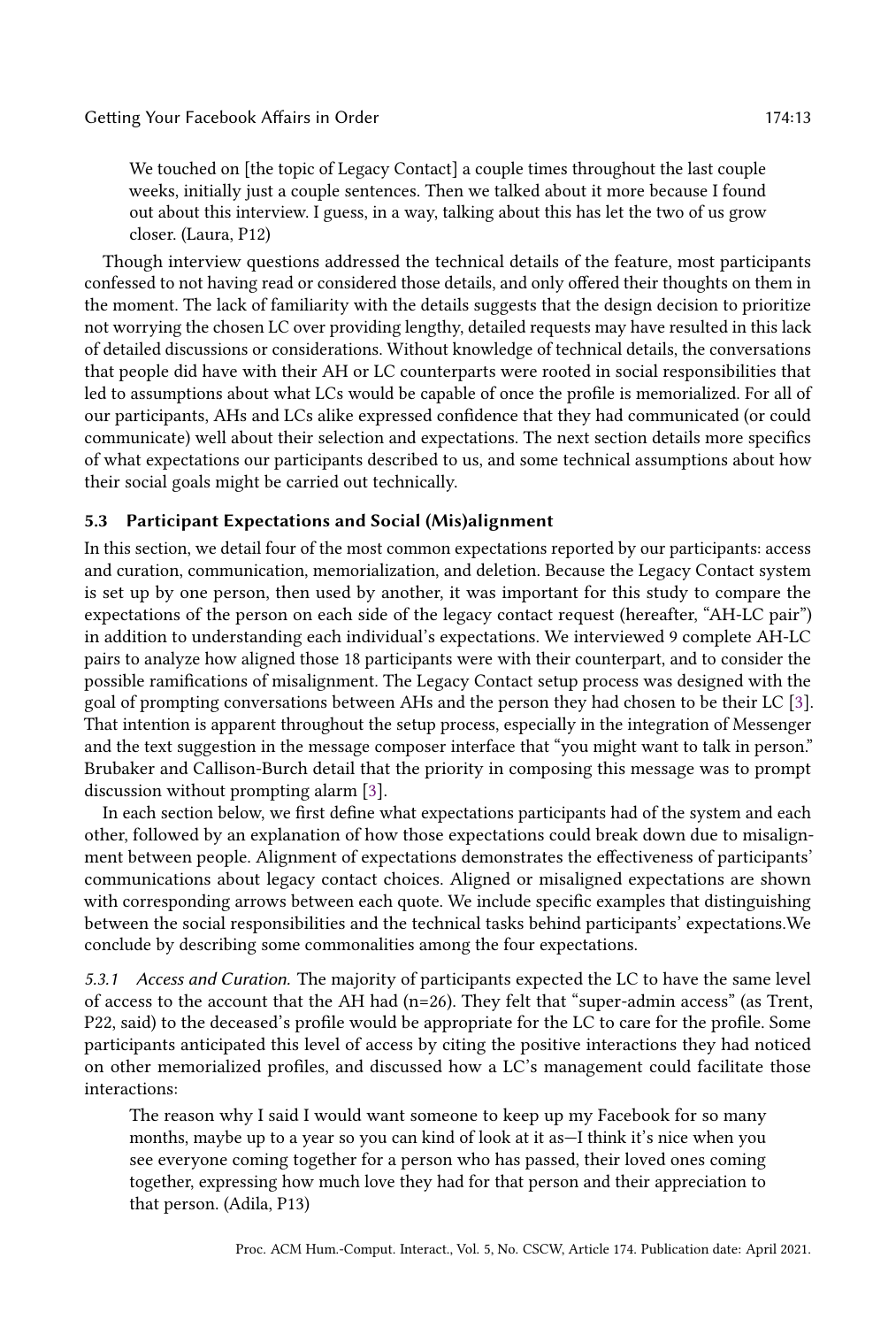> We touched on [the topic of Legacy Contact] a couple times throughout the last couple weeks, initially just a couple sentences. Then we talked about it more because I found out about this interview. I guess, in a way, talking about this has let the two of us grow closer. (Laura, P12)

Though interview questions addressed the technical details of the feature, most participants confessed to not having read or considered those details, and only offered their thoughts on them in the moment. The lack of familiarity with the details suggests that the design decision to prioritize not worrying the chosen LC over providing lengthy, detailed requests may have resulted in this lack of detailed discussions or considerations. Without knowledge of technical details, the conversations that people did have with their AH or LC counterparts were rooted in social responsibilities that led to assumptions about what LCs would be capable of once the profile is memorialized. For all of our participants, AHs and LCs alike expressed confidence that they had communicated (or could communicate) well about their selection and expectations. The next section details more specifics of what expectations our participants described to us, and some technical assumptions about how their social goals might be carried out technically.

### 5.3 Participant Expectations and Social (Mis)alignment

In this section, we detail four of the most common expectations reported by our participants: access and curation, communication, memorialization, and deletion. Because the Legacy Contact system is set up by one person, then used by another, it was important for this study to compare the expectations of the person on each side of the legacy contact request (hereafter, "AH-LC pair") in addition to understanding each individual's expectations. We interviewed 9 complete AH-LC pairs to analyze how aligned those 18 participants were with their counterpart, and to consider the possible ramifications of misalignment. The Legacy Contact setup process was designed with the goal of prompting conversations between AHs and the person they had chosen to be their LC [3]. That intention is apparent throughout the setup process, especially in the integration of Messenger and the text suggestion in the message composer interface that "you might want to talk in person." Brubaker and Callison-Burch detail that the priority in composing this message was to prompt discussion without prompting alarm [3].

In each section below, we first define what expectations participants had of the system and each other, followed by an explanation of how those expectations could break down due to misalignment between people. Alignment of expectations demonstrates the effectiveness of participants' communications about legacy contact choices. Aligned or misaligned expectations are shown with corresponding arrows between each quote. We include specific examples that distinguishing between the social responsibilities and the technical tasks behind participants' expectations.We conclude by describing some commonalities among the four expectations.

#### 5.3.1 Access and Curation.

The majority of participants expected the LC to have the same level of access to the account that the AH had (n=26). They felt that "super-admin access" (as Trent, P22, said) to the deceased's profile would be appropriate for the LC to care for the profile. Some participants anticipated this level of access by citing the positive interactions they had noticed on other memorialized profiles, and discussed how a LC's management could facilitate those interactions:

> The reason why I said I would want someone to keep up my Facebook for so many months, maybe up to a year so you can kind of look at it as—I think it's nice when you see everyone coming together for a person who has passed, their loved ones coming together, expressing how much love they had for that person and their appreciation to that person. (Adila, P13)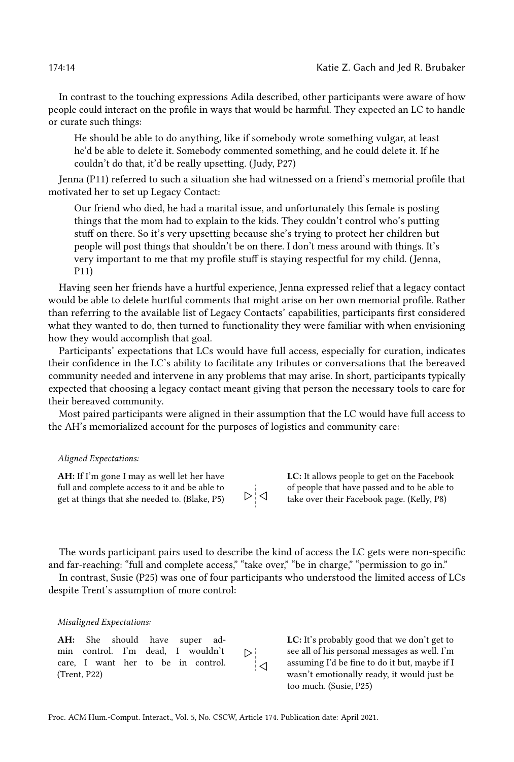In contrast to the touching expressions Adila described, other participants were aware of how people could interact on the profile in ways that would be harmful. They expected an LC to handle or curate such things:

> He should be able to do anything, like if somebody wrote something vulgar, at least he'd be able to delete it. Somebody commented something, and he could delete it. If he couldn't do that, it'd be really upsetting. (Judy, P27)

Jenna (P11) referred to such a situation she had witnessed on a friend's memorial profile that motivated her to set up Legacy Contact:

> Our friend who died, he had a marital issue, and unfortunately this female is posting things that the mom had to explain to the kids. They couldn't control who's putting stuff on there. So it's very upsetting because she's trying to protect her children but people will post things that shouldn't be on there. I don't mess around with things. It's very important to me that my profile stuff is staying respectful for my child. (Jenna, P11)

Having seen her friends have a hurtful experience, Jenna expressed relief that a legacy contact would be able to delete hurtful comments that might arise on her own memorial profile. Rather than referring to the available list of Legacy Contacts' capabilities, participants first considered what they wanted to do, then turned to functionality they were familiar with when envisioning how they would accomplish that goal.

Participants' expectations that LCs would have full access, especially for curation, indicates their confidence in the LC's ability to facilitate any tributes or conversations that the bereaved community needed and intervene in any problems that may arise. In short, participants typically expected that choosing a legacy contact meant giving that person the necessary tools to care for their bereaved community.

Most paired participants were aligned in their assumption that the LC would have full access to the AH's memorialized account for the purposes of logistics and community care:

*Aligned Expectations:*

| | | |
|---|---|---|
| **AH:** If I'm gone I may as well let her have full and complete access to it and be able to get at things that she needed to. (Blake, P5) | ▷¦◁ | **LC:** It allows people to get on the Facebook of people that have passed and to be able to take over their Facebook page. (Kelly, P8) |

The words participant pairs used to describe the kind of access the LC gets were non-specific and far-reaching: "full and complete access," "take over," "be in charge," "permission to go in."

In contrast, Susie (P25) was one of four participants who understood the limited access of LCs despite Trent's assumption of more control:

*Misaligned Expectations:*

| | | |
|---|---|---|
| **AH:** She should have super admin control. I'm dead, I wouldn't care, I want her to be in control. (Trent, P22) | ▷¦ ¦◁ | **LC:** It's probably good that we don't get to see all of his personal messages as well. I'm assuming I'd be fine to do it but, maybe if I wasn't emotionally ready, it would just be too much. (Susie, P25) |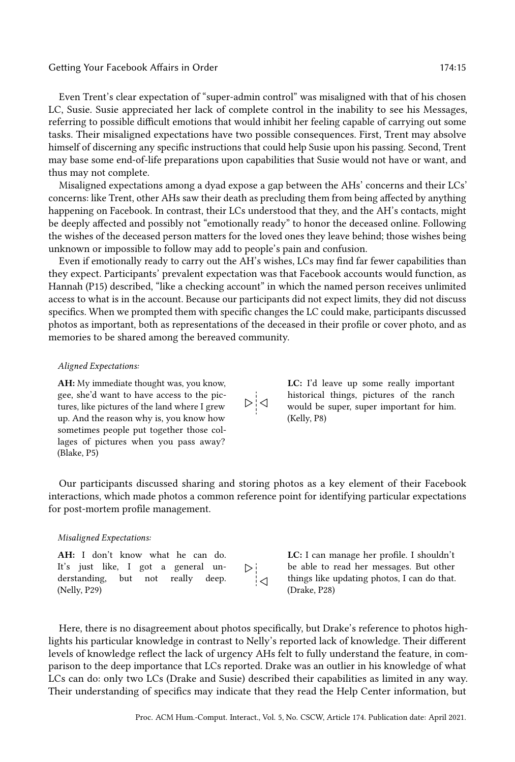Even Trent's clear expectation of "super-admin control" was misaligned with that of his chosen LC, Susie. Susie appreciated her lack of complete control in the inability to see his Messages, referring to possible difficult emotions that would inhibit her feeling capable of carrying out some tasks. Their misaligned expectations have two possible consequences. First, Trent may absolve himself of discerning any specific instructions that could help Susie upon his passing. Second, Trent may base some end-of-life preparations upon capabilities that Susie would not have or want, and thus may not complete.

Misaligned expectations among a dyad expose a gap between the AHs' concerns and their LCs' concerns: like Trent, other AHs saw their death as precluding them from being affected by anything happening on Facebook. In contrast, their LCs understood that they, and the AH's contacts, might be deeply affected and possibly not "emotionally ready" to honor the deceased online. Following the wishes of the deceased person matters for the loved ones they leave behind; those wishes being unknown or impossible to follow may add to people's pain and confusion.

Even if emotionally ready to carry out the AH's wishes, LCs may find far fewer capabilities than they expect. Participants' prevalent expectation was that Facebook accounts would function, as Hannah (P15) described, "like a checking account" in which the named person receives unlimited access to what is in the account. Because our participants did not expect limits, they did not discuss specifics. When we prompted them with specific changes the LC could make, participants discussed photos as important, both as representations of the deceased in their profile or cover photo, and as memories to be shared among the bereaved community.

*Aligned Expectations:*

**AH:** My immediate thought was, you know, gee, she'd want to have access to the pictures, like pictures of the land where I grew up. And the reason why is, you know how sometimes people put together those collages of pictures when you pass away? (Blake, P5)

▷ ◁

**LC:** I'd leave up some really important historical things, pictures of the ranch would be super, super important for him. (Kelly, P8)

Our participants discussed sharing and storing photos as a key element of their Facebook interactions, which made photos a common reference point for identifying particular expectations for post-mortem profile management.

*Misaligned Expectations:*

**AH:** I don't know what he can do. It's just like, I got a general understanding, but not really deep. (Nelly, P29)

▷ ◁

**LC:** I can manage her profile. I shouldn't be able to read her messages. But other things like updating photos, I can do that. (Drake, P28)

Here, there is no disagreement about photos specifically, but Drake's reference to photos highlights his particular knowledge in contrast to Nelly's reported lack of knowledge. Their different levels of knowledge reflect the lack of urgency AHs felt to fully understand the feature, in comparison to the deep importance that LCs reported. Drake was an outlier in his knowledge of what LCs can do: only two LCs (Drake and Susie) described their capabilities as limited in any way. Their understanding of specifics may indicate that they read the Help Center information, but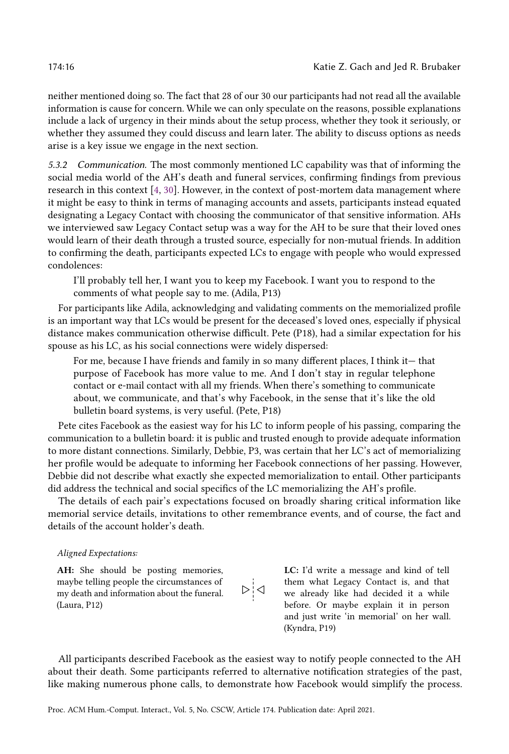neither mentioned doing so. The fact that 28 of our 30 our participants had not read all the available information is cause for concern. While we can only speculate on the reasons, possible explanations include a lack of urgency in their minds about the setup process, whether they took it seriously, or whether they assumed they could discuss and learn later. The ability to discuss options as needs arise is a key issue we engage in the next section.

*5.3.2 Communication.* The most commonly mentioned LC capability was that of informing the social media world of the AH's death and funeral services, confirming findings from previous research in this context [4, 30]. However, in the context of post-mortem data management where it might be easy to think in terms of managing accounts and assets, participants instead equated designating a Legacy Contact with choosing the communicator of that sensitive information. AHs we interviewed saw Legacy Contact setup was a way for the AH to be sure that their loved ones would learn of their death through a trusted source, especially for non-mutual friends. In addition to confirming the death, participants expected LCs to engage with people who would expressed condolences:

> I'll probably tell her, I want you to keep my Facebook. I want you to respond to the comments of what people say to me. (Adila, P13)

For participants like Adila, acknowledging and validating comments on the memorialized profile is an important way that LCs would be present for the deceased's loved ones, especially if physical distance makes communication otherwise difficult. Pete (P18), had a similar expectation for his spouse as his LC, as his social connections were widely dispersed:

> For me, because I have friends and family in so many different places, I think it— that purpose of Facebook has more value to me. And I don't stay in regular telephone contact or e-mail contact with all my friends. When there's something to communicate about, we communicate, and that's why Facebook, in the sense that it's like the old bulletin board systems, is very useful. (Pete, P18)

Pete cites Facebook as the easiest way for his LC to inform people of his passing, comparing the communication to a bulletin board: it is public and trusted enough to provide adequate information to more distant connections. Similarly, Debbie, P3, was certain that her LC's act of memorializing her profile would be adequate to informing her Facebook connections of her passing. However, Debbie did not describe what exactly she expected memorialization to entail. Other participants did address the technical and social specifics of the LC memorializing the AH's profile.

The details of each pair's expectations focused on broadly sharing critical information like memorial service details, invitations to other remembrance events, and of course, the fact and details of the account holder's death.

*Aligned Expectations:*

**AH:** She should be posting memories, maybe telling people the circumstances of my death and information about the funeral. (Laura, P12)

▷ ◁

**LC:** I'd write a message and kind of tell them what Legacy Contact is, and that we already like had decided it a while before. Or maybe explain it in person and just write 'in memorial' on her wall. (Kyndra, P19)

All participants described Facebook as the easiest way to notify people connected to the AH about their death. Some participants referred to alternative notification strategies of the past, like making numerous phone calls, to demonstrate how Facebook would simplify the process.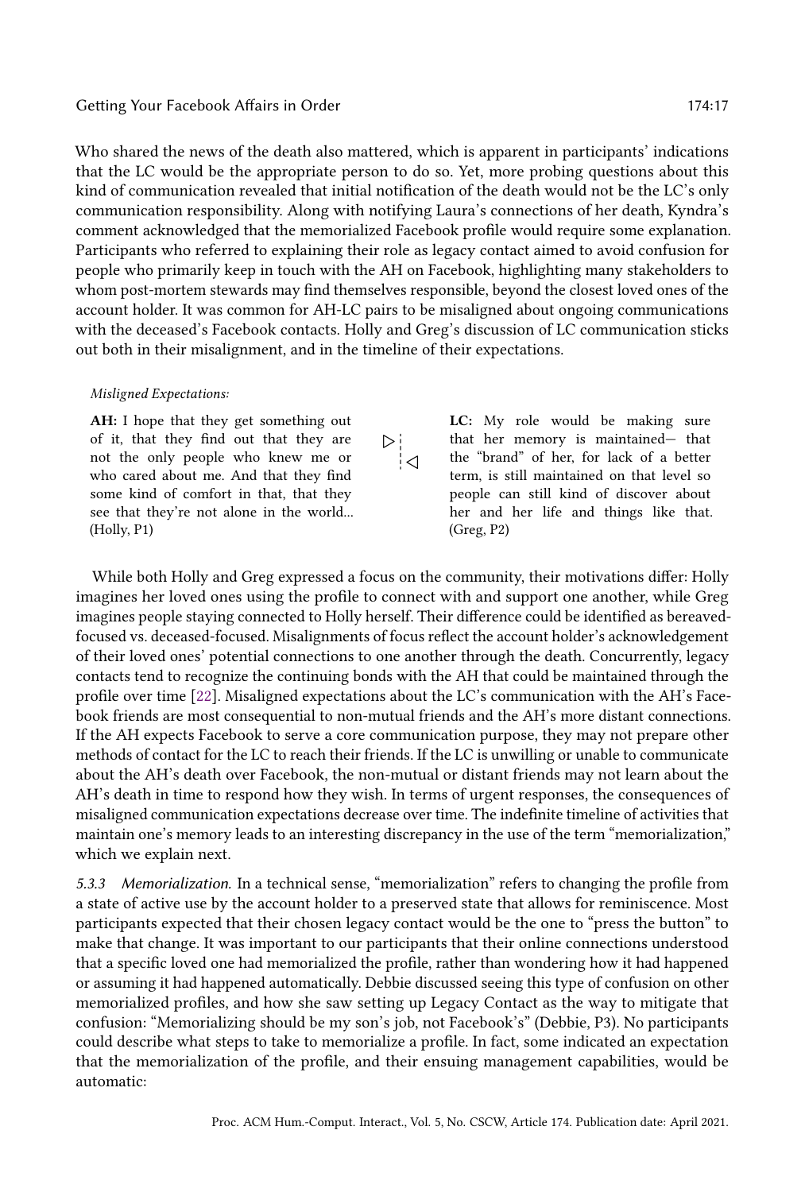Who shared the news of the death also mattered, which is apparent in participants' indications that the LC would be the appropriate person to do so. Yet, more probing questions about this kind of communication revealed that initial notification of the death would not be the LC's only communication responsibility. Along with notifying Laura's connections of her death, Kyndra's comment acknowledged that the memorialized Facebook profile would require some explanation. Participants who referred to explaining their role as legacy contact aimed to avoid confusion for people who primarily keep in touch with the AH on Facebook, highlighting many stakeholders to whom post-mortem stewards may find themselves responsible, beyond the closest loved ones of the account holder. It was common for AH-LC pairs to be misaligned about ongoing communications with the deceased's Facebook contacts. Holly and Greg's discussion of LC communication sticks out both in their misalignment, and in the timeline of their expectations.

*Misligned Expectations:*

**AH:** I hope that they get something out of it, that they find out that they are not the only people who knew me or who cared about me. And that they find some kind of comfort in that, that they see that they're not alone in the world... (Holly, P1)

▷ ◁

**LC:** My role would be making sure that her memory is maintained— that the "brand" of her, for lack of a better term, is still maintained on that level so people can still kind of discover about her and her life and things like that. (Greg, P2)

While both Holly and Greg expressed a focus on the community, their motivations differ: Holly imagines her loved ones using the profile to connect with and support one another, while Greg imagines people staying connected to Holly herself. Their difference could be identified as bereaved-focused vs. deceased-focused. Misalignments of focus reflect the account holder's acknowledgement of their loved ones' potential connections to one another through the death. Concurrently, legacy contacts tend to recognize the continuing bonds with the AH that could be maintained through the profile over time [22]. Misaligned expectations about the LC's communication with the AH's Facebook friends are most consequential to non-mutual friends and the AH's more distant connections. If the AH expects Facebook to serve a core communication purpose, they may not prepare other methods of contact for the LC to reach their friends. If the LC is unwilling or unable to communicate about the AH's death over Facebook, the non-mutual or distant friends may not learn about the AH's death in time to respond how they wish. In terms of urgent responses, the consequences of misaligned communication expectations decrease over time. The indefinite timeline of activities that maintain one's memory leads to an interesting discrepancy in the use of the term "memorialization," which we explain next.

#### 5.3.3 Memorialization.

In a technical sense, "memorialization" refers to changing the profile from a state of active use by the account holder to a preserved state that allows for reminiscence. Most participants expected that their chosen legacy contact would be the one to "press the button" to make that change. It was important to our participants that their online connections understood that a specific loved one had memorialized the profile, rather than wondering how it had happened or assuming it had happened automatically. Debbie discussed seeing this type of confusion on other memorialized profiles, and how she saw setting up Legacy Contact as the way to mitigate that confusion: "Memorializing should be my son's job, not Facebook's" (Debbie, P3). No participants could describe what steps to take to memorialize a profile. In fact, some indicated an expectation that the memorialization of the profile, and their ensuing management capabilities, would be automatic: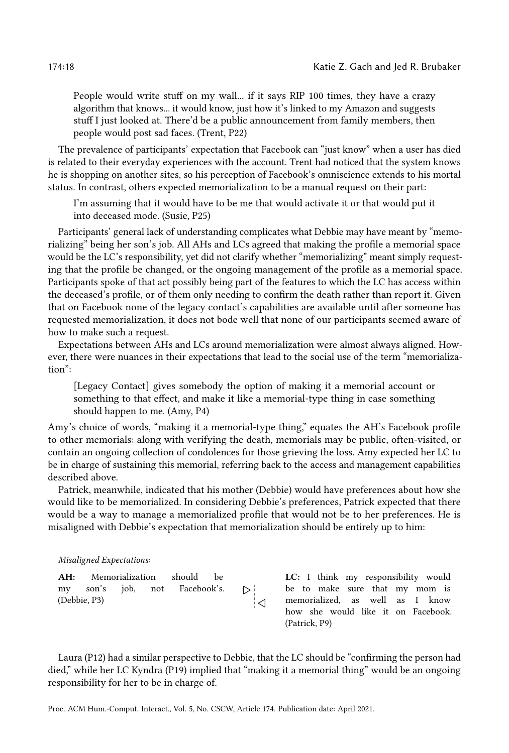> People would write stuff on my wall... if it says RIP 100 times, they have a crazy algorithm that knows... it would know, just how it's linked to my Amazon and suggests stuff I just looked at. There'd be a public announcement from family members, then people would post sad faces. (Trent, P22)

The prevalence of participants' expectation that Facebook can "just know" when a user has died is related to their everyday experiences with the account. Trent had noticed that the system knows he is shopping on another sites, so his perception of Facebook's omniscience extends to his mortal status. In contrast, others expected memorialization to be a manual request on their part:

> I'm assuming that it would have to be me that would activate it or that would put it into deceased mode. (Susie, P25)

Participants' general lack of understanding complicates what Debbie may have meant by "memorializing" being her son's job. All AHs and LCs agreed that making the profile a memorial space would be the LC's responsibility, yet did not clarify whether "memorializing" meant simply requesting that the profile be changed, or the ongoing management of the profile as a memorial space. Participants spoke of that act possibly being part of the features to which the LC has access within the deceased's profile, or of them only needing to confirm the death rather than report it. Given that on Facebook none of the legacy contact's capabilities are available until after someone has requested memorialization, it does not bode well that none of our participants seemed aware of how to make such a request.

Expectations between AHs and LCs around memorialization were almost always aligned. However, there were nuances in their expectations that lead to the social use of the term "memorialization":

> [Legacy Contact] gives somebody the option of making it a memorial account or something to that effect, and make it like a memorial-type thing in case something should happen to me. (Amy, P4)

Amy's choice of words, "making it a memorial-type thing," equates the AH's Facebook profile to other memorials: along with verifying the death, memorials may be public, often-visited, or contain an ongoing collection of condolences for those grieving the loss. Amy expected her LC to be in charge of sustaining this memorial, referring back to the access and management capabilities described above.

Patrick, meanwhile, indicated that his mother (Debbie) would have preferences about how she would like to be memorialized. In considering Debbie's preferences, Patrick expected that there would be a way to manage a memorialized profile that would not be to her preferences. He is misaligned with Debbie's expectation that memorialization should be entirely up to him:

*Misaligned Expectations:*

| **AH:** Memorialization should be my son's job, not Facebook's. (Debbie, P3) | ▷ ◁ | **LC:** I think my responsibility would be to make sure that my mom is memorialized, as well as I know how she would like it on Facebook. (Patrick, P9) |
|---|---|---|

Laura (P12) had a similar perspective to Debbie, that the LC should be "confirming the person had died," while her LC Kyndra (P19) implied that "making it a memorial thing" would be an ongoing responsibility for her to be in charge of.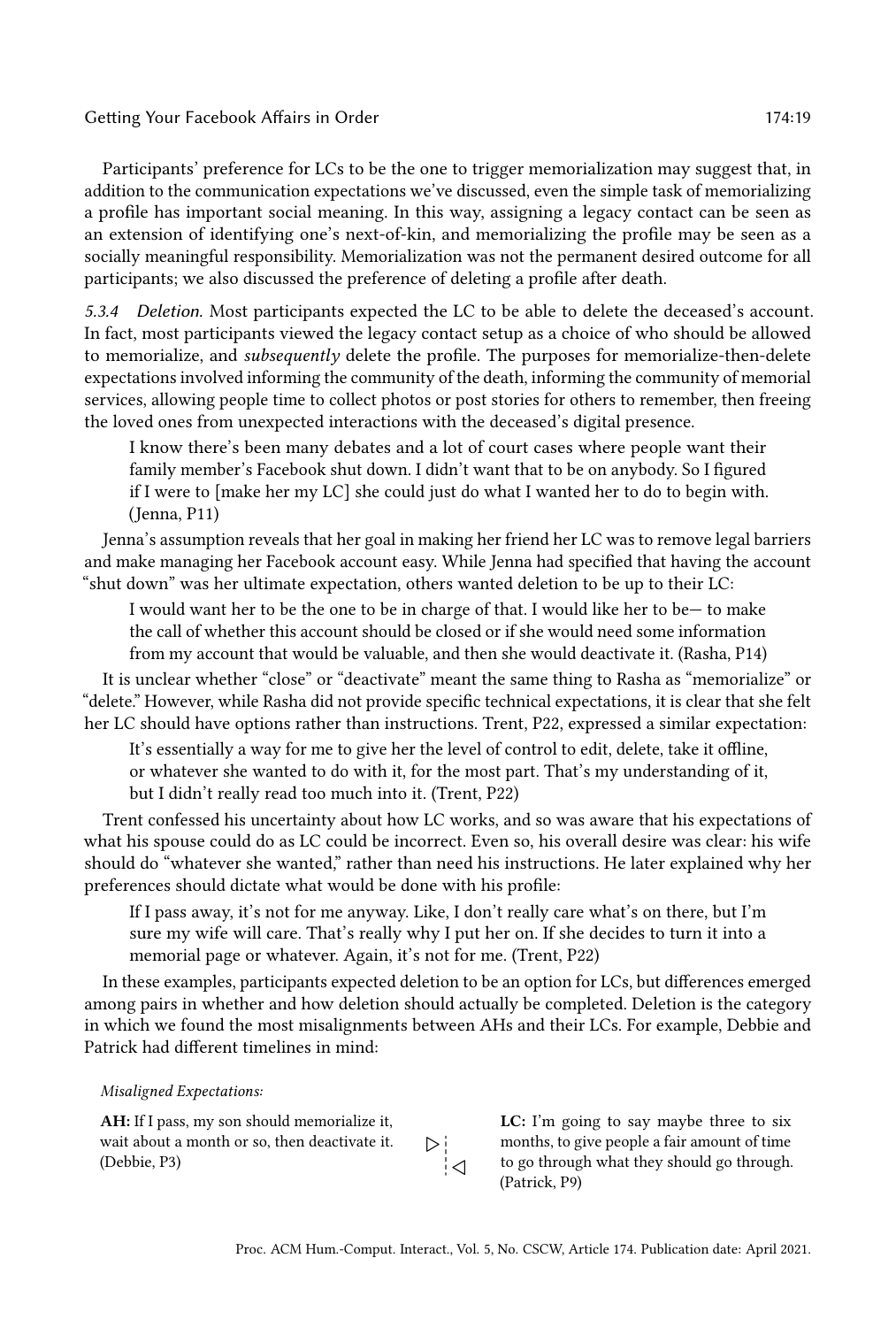Participants' preference for LCs to be the one to trigger memorialization may suggest that, in addition to the communication expectations we've discussed, even the simple task of memorializing a profile has important social meaning. In this way, assigning a legacy contact can be seen as an extension of identifying one's next-of-kin, and memorializing the profile may be seen as a socially meaningful responsibility. Memorialization was not the permanent desired outcome for all participants; we also discussed the preference of deleting a profile after death.

*5.3.4 Deletion.* Most participants expected the LC to be able to delete the deceased's account. In fact, most participants viewed the legacy contact setup as a choice of who should be allowed to memorialize, and *subsequently* delete the profile. The purposes for memorialize-then-delete expectations involved informing the community of the death, informing the community of memorial services, allowing people time to collect photos or post stories for others to remember, then freeing the loved ones from unexpected interactions with the deceased's digital presence.

> I know there's been many debates and a lot of court cases where people want their family member's Facebook shut down. I didn't want that to be on anybody. So I figured if I were to [make her my LC] she could just do what I wanted her to do to begin with. (Jenna, P11)

Jenna's assumption reveals that her goal in making her friend her LC was to remove legal barriers and make managing her Facebook account easy. While Jenna had specified that having the account "shut down" was her ultimate expectation, others wanted deletion to be up to their LC:

> I would want her to be the one to be in charge of that. I would like her to be— to make the call of whether this account should be closed or if she would need some information from my account that would be valuable, and then she would deactivate it. (Rasha, P14)

It is unclear whether "close" or "deactivate" meant the same thing to Rasha as "memorialize" or "delete." However, while Rasha did not provide specific technical expectations, it is clear that she felt her LC should have options rather than instructions. Trent, P22, expressed a similar expectation:

> It's essentially a way for me to give her the level of control to edit, delete, take it offline, or whatever she wanted to do with it, for the most part. That's my understanding of it, but I didn't really read too much into it. (Trent, P22)

Trent confessed his uncertainty about how LC works, and so was aware that his expectations of what his spouse could do as LC could be incorrect. Even so, his overall desire was clear: his wife should do "whatever she wanted," rather than need his instructions. He later explained why her preferences should dictate what would be done with his profile:

> If I pass away, it's not for me anyway. Like, I don't really care what's on there, but I'm sure my wife will care. That's really why I put her on. If she decides to turn it into a memorial page or whatever. Again, it's not for me. (Trent, P22)

In these examples, participants expected deletion to be an option for LCs, but differences emerged among pairs in whether and how deletion should actually be completed. Deletion is the category in which we found the most misalignments between AHs and their LCs. For example, Debbie and Patrick had different timelines in mind:

*Misaligned Expectations:*

**AH:** If I pass, my son should memorialize it, wait about a month or so, then deactivate it. (Debbie, P3)

**LC:** I'm going to say maybe three to six months, to give people a fair amount of time to go through what they should go through. (Patrick, P9)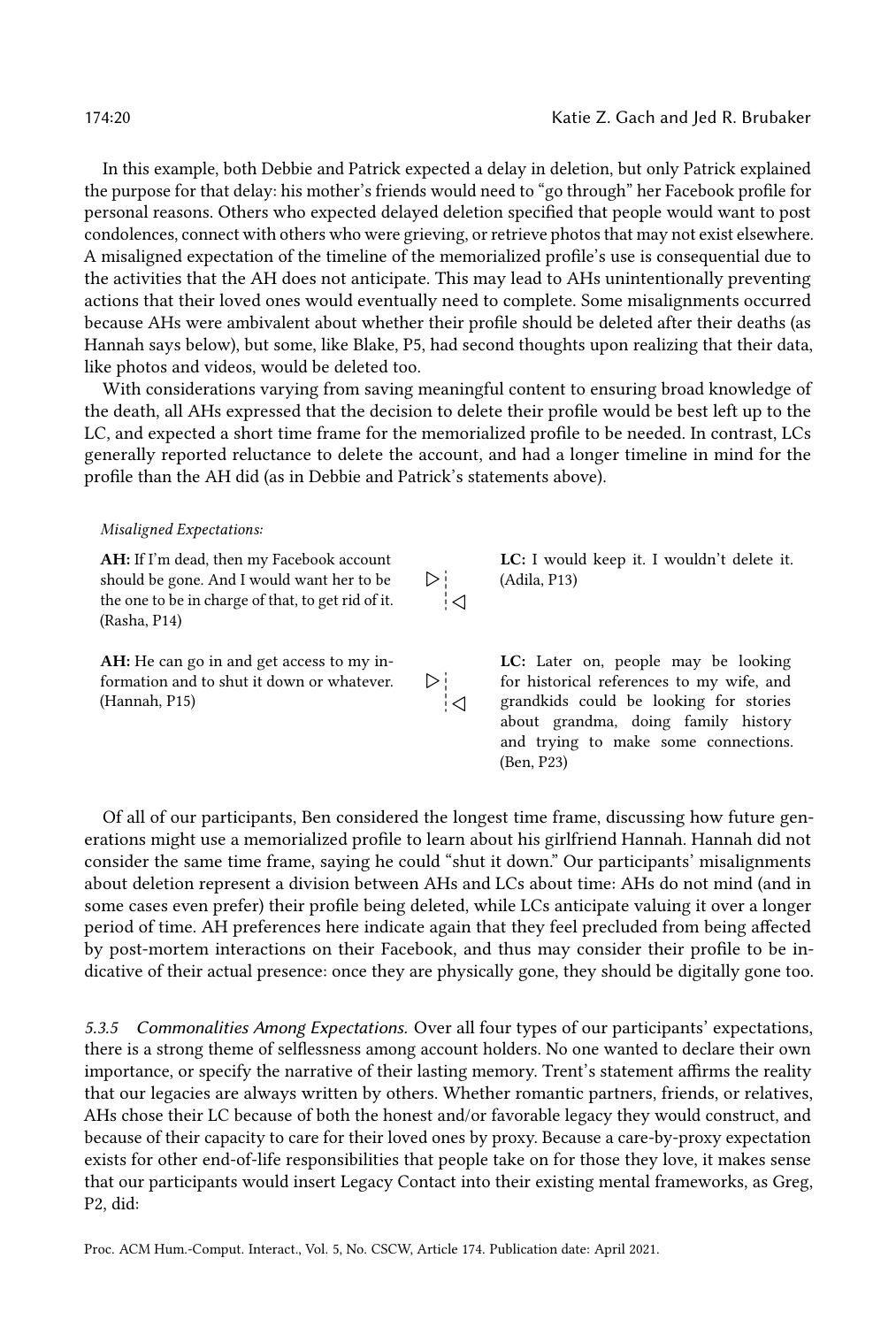In this example, both Debbie and Patrick expected a delay in deletion, but only Patrick explained the purpose for that delay: his mother's friends would need to "go through" her Facebook profile for personal reasons. Others who expected delayed deletion specified that people would want to post condolences, connect with others who were grieving, or retrieve photos that may not exist elsewhere. A misaligned expectation of the timeline of the memorialized profile's use is consequential due to the activities that the AH does not anticipate. This may lead to AHs unintentionally preventing actions that their loved ones would eventually need to complete. Some misalignments occurred because AHs were ambivalent about whether their profile should be deleted after their deaths (as Hannah says below), but some, like Blake, P5, had second thoughts upon realizing that their data, like photos and videos, would be deleted too.

With considerations varying from saving meaningful content to ensuring broad knowledge of the death, all AHs expressed that the decision to delete their profile would be best left up to the LC, and expected a short time frame for the memorialized profile to be needed. In contrast, LCs generally reported reluctance to delete the account, and had a longer timeline in mind for the profile than the AH did (as in Debbie and Patrick's statements above).

*Misaligned Expectations:*

| | | |
|---|---|---|
| **AH:** If I'm dead, then my Facebook account should be gone. And I would want her to be the one to be in charge of that, to get rid of it. (Rasha, P14) | ▷ ◁ | **LC:** I would keep it. I wouldn't delete it. (Adila, P13) |
| **AH:** He can go in and get access to my information and to shut it down or whatever. (Hannah, P15) | ▷ ◁ | **LC:** Later on, people may be looking for historical references to my wife, and grandkids could be looking for stories about grandma, doing family history and trying to make some connections. (Ben, P23) |

Of all of our participants, Ben considered the longest time frame, discussing how future generations might use a memorialized profile to learn about his girlfriend Hannah. Hannah did not consider the same time frame, saying he could "shut it down." Our participants' misalignments about deletion represent a division between AHs and LCs about time: AHs do not mind (and in some cases even prefer) their profile being deleted, while LCs anticipate valuing it over a longer period of time. AH preferences here indicate again that they feel precluded from being affected by post-mortem interactions on their Facebook, and thus may consider their profile to be indicative of their actual presence: once they are physically gone, they should be digitally gone too.

*5.3.5 Commonalities Among Expectations.* Over all four types of our participants' expectations, there is a strong theme of selflessness among account holders. No one wanted to declare their own importance, or specify the narrative of their lasting memory. Trent's statement affirms the reality that our legacies are always written by others. Whether romantic partners, friends, or relatives, AHs chose their LC because of both the honest and/or favorable legacy they would construct, and because of their capacity to care for their loved ones by proxy. Because a care-by-proxy expectation exists for other end-of-life responsibilities that people take on for those they love, it makes sense that our participants would insert Legacy Contact into their existing mental frameworks, as Greg, P2, did: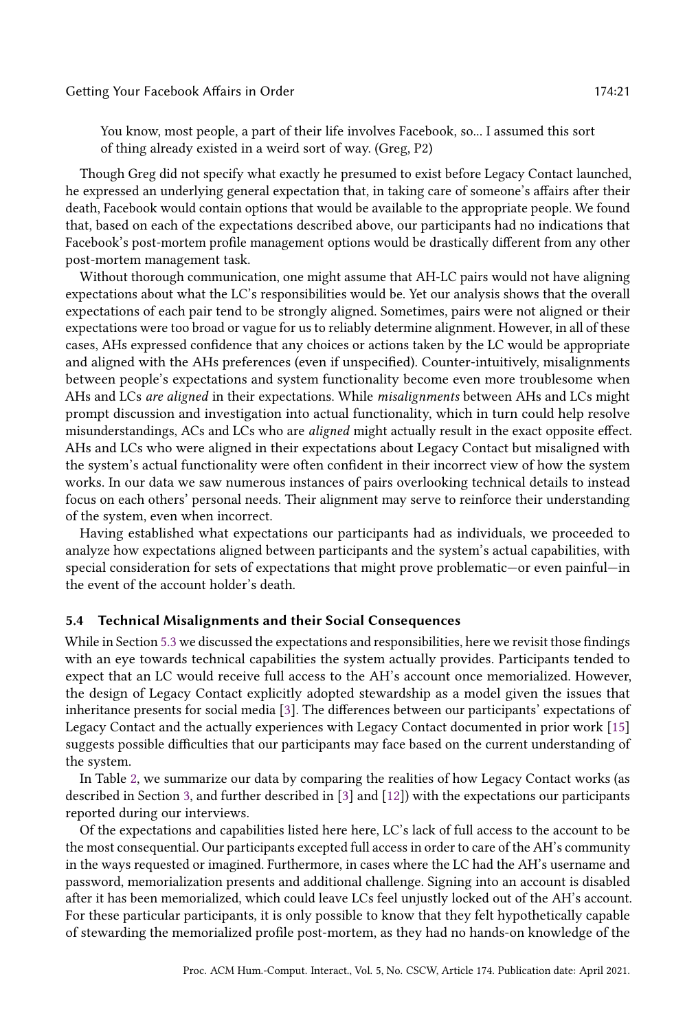> You know, most people, a part of their life involves Facebook, so... I assumed this sort of thing already existed in a weird sort of way. (Greg, P2)

Though Greg did not specify what exactly he presumed to exist before Legacy Contact launched, he expressed an underlying general expectation that, in taking care of someone's affairs after their death, Facebook would contain options that would be available to the appropriate people. We found that, based on each of the expectations described above, our participants had no indications that Facebook's post-mortem profile management options would be drastically different from any other post-mortem management task.

Without thorough communication, one might assume that AH-LC pairs would not have aligning expectations about what the LC's responsibilities would be. Yet our analysis shows that the overall expectations of each pair tend to be strongly aligned. Sometimes, pairs were not aligned or their expectations were too broad or vague for us to reliably determine alignment. However, in all of these cases, AHs expressed confidence that any choices or actions taken by the LC would be appropriate and aligned with the AHs preferences (even if unspecified). Counter-intuitively, misalignments between people's expectations and system functionality become even more troublesome when AHs and LCs *are aligned* in their expectations. While *misalignments* between AHs and LCs might prompt discussion and investigation into actual functionality, which in turn could help resolve misunderstandings, ACs and LCs who are *aligned* might actually result in the exact opposite effect. AHs and LCs who were aligned in their expectations about Legacy Contact but misaligned with the system's actual functionality were often confident in their incorrect view of how the system works. In our data we saw numerous instances of pairs overlooking technical details to instead focus on each others' personal needs. Their alignment may serve to reinforce their understanding of the system, even when incorrect.

Having established what expectations our participants had as individuals, we proceeded to analyze how expectations aligned between participants and the system's actual capabilities, with special consideration for sets of expectations that might prove problematic—or even painful—in the event of the account holder's death.

### 5.4 Technical Misalignments and their Social Consequences

While in Section 5.3 we discussed the expectations and responsibilities, here we revisit those findings with an eye towards technical capabilities the system actually provides. Participants tended to expect that an LC would receive full access to the AH's account once memorialized. However, the design of Legacy Contact explicitly adopted stewardship as a model given the issues that inheritance presents for social media [3]. The differences between our participants' expectations of Legacy Contact and the actually experiences with Legacy Contact documented in prior work [15] suggests possible difficulties that our participants may face based on the current understanding of the system.

In Table 2, we summarize our data by comparing the realities of how Legacy Contact works (as described in Section 3, and further described in [3] and [12]) with the expectations our participants reported during our interviews.

Of the expectations and capabilities listed here here, LC's lack of full access to the account to be the most consequential. Our participants excepted full access in order to care of the AH's community in the ways requested or imagined. Furthermore, in cases where the LC had the AH's username and password, memorialization presents and additional challenge. Signing into an account is disabled after it has been memorialized, which could leave LCs feel unjustly locked out of the AH's account. For these particular participants, it is only possible to know that they felt hypothetically capable of stewarding the memorialized profile post-mortem, as they had no hands-on knowledge of the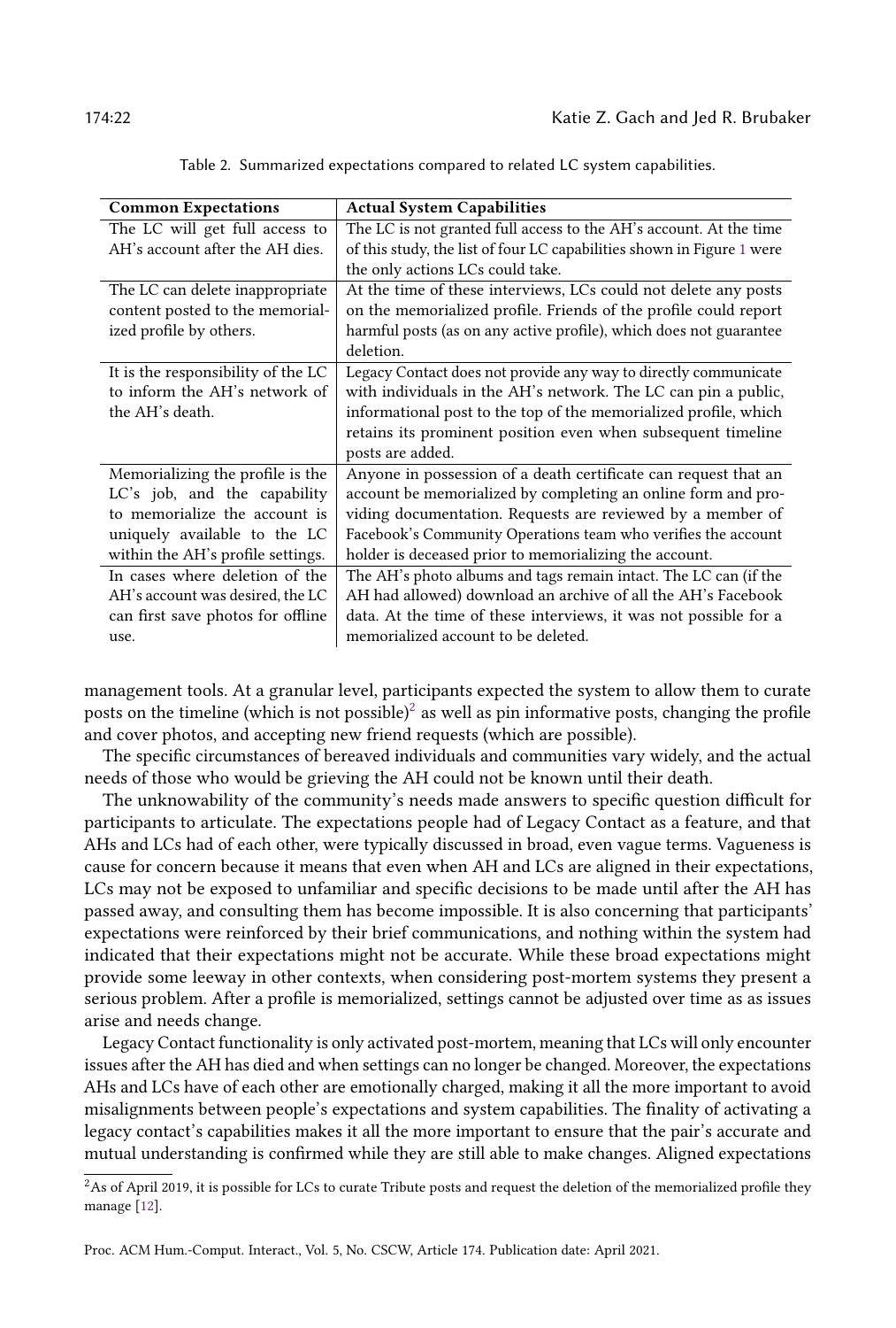Table 2. Summarized expectations compared to related LC system capabilities.

| Common Expectations | Actual System Capabilities |
|---|---|
| The LC will get full access to AH's account after the AH dies. | The LC is not granted full access to the AH's account. At the time of this study, the list of four LC capabilities shown in Figure 1 were the only actions LCs could take. |
| The LC can delete inappropriate content posted to the memorialized profile by others. | At the time of these interviews, LCs could not delete any posts on the memorialized profile. Friends of the profile could report harmful posts (as on any active profile), which does not guarantee deletion. |
| It is the responsibility of the LC to inform the AH's network of the AH's death. | Legacy Contact does not provide any way to directly communicate with individuals in the AH's network. The LC can pin a public, informational post to the top of the memorialized profile, which retains its prominent position even when subsequent timeline posts are added. |
| Memorializing the profile is the LC's job, and the capability to memorialize the account is uniquely available to the LC within the AH's profile settings. | Anyone in possession of a death certificate can request that an account be memorialized by completing an online form and providing documentation. Requests are reviewed by a member of Facebook's Community Operations team who verifies the account holder is deceased prior to memorializing the account. |
| In cases where deletion of the AH's account was desired, the LC can first save photos for offline use. | The AH's photo albums and tags remain intact. The LC can (if the AH had allowed) download an archive of all the AH's Facebook data. At the time of these interviews, it was not possible for a memorialized account to be deleted. |

management tools. At a granular level, participants expected the system to allow them to curate posts on the timeline (which is not possible)[2] as well as pin informative posts, changing the profile and cover photos, and accepting new friend requests (which are possible).

The specific circumstances of bereaved individuals and communities vary widely, and the actual needs of those who would be grieving the AH could not be known until their death.

The unknowability of the community's needs made answers to specific question difficult for participants to articulate. The expectations people had of Legacy Contact as a feature, and that AHs and LCs had of each other, were typically discussed in broad, even vague terms. Vagueness is cause for concern because it means that even when AH and LCs are aligned in their expectations, LCs may not be exposed to unfamiliar and specific decisions to be made until after the AH has passed away, and consulting them has become impossible. It is also concerning that participants' expectations were reinforced by their brief communications, and nothing within the system had indicated that their expectations might not be accurate. While these broad expectations might provide some leeway in other contexts, when considering post-mortem systems they present a serious problem. After a profile is memorialized, settings cannot be adjusted over time as as issues arise and needs change.

Legacy Contact functionality is only activated post-mortem, meaning that LCs will only encounter issues after the AH has died and when settings can no longer be changed. Moreover, the expectations AHs and LCs have of each other are emotionally charged, making it all the more important to avoid misalignments between people's expectations and system capabilities. The finality of activating a legacy contact's capabilities makes it all the more important to ensure that the pair's accurate and mutual understanding is confirmed while they are still able to make changes. Aligned expectations

[2]As of April 2019, it is possible for LCs to curate Tribute posts and request the deletion of the memorialized profile they manage [12].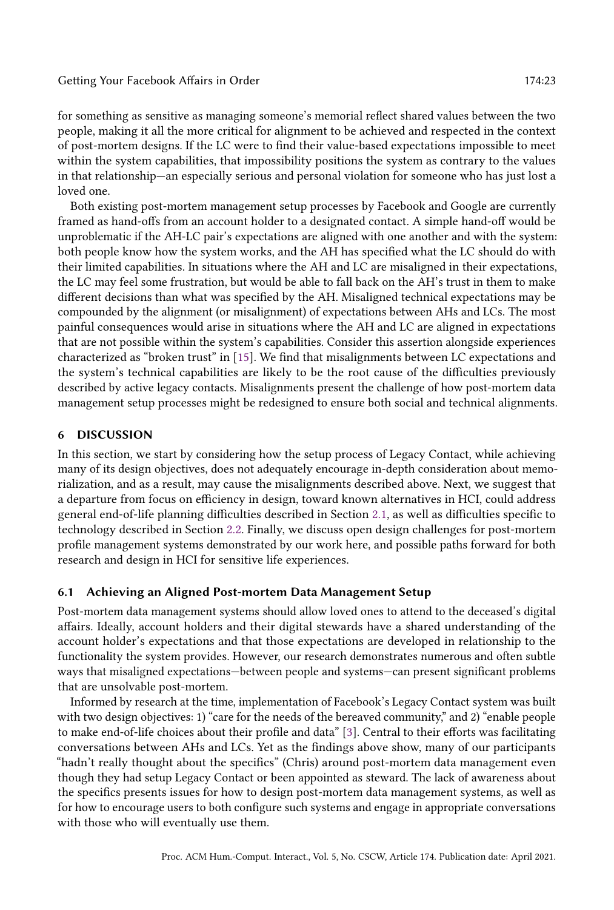for something as sensitive as managing someone's memorial reflect shared values between the two people, making it all the more critical for alignment to be achieved and respected in the context of post-mortem designs. If the LC were to find their value-based expectations impossible to meet within the system capabilities, that impossibility positions the system as contrary to the values in that relationship—an especially serious and personal violation for someone who has just lost a loved one.

Both existing post-mortem management setup processes by Facebook and Google are currently framed as hand-offs from an account holder to a designated contact. A simple hand-off would be unproblematic if the AH-LC pair's expectations are aligned with one another and with the system: both people know how the system works, and the AH has specified what the LC should do with their limited capabilities. In situations where the AH and LC are misaligned in their expectations, the LC may feel some frustration, but would be able to fall back on the AH's trust in them to make different decisions than what was specified by the AH. Misaligned technical expectations may be compounded by the alignment (or misalignment) of expectations between AHs and LCs. The most painful consequences would arise in situations where the AH and LC are aligned in expectations that are not possible within the system's capabilities. Consider this assertion alongside experiences characterized as "broken trust" in [15]. We find that misalignments between LC expectations and the system's technical capabilities are likely to be the root cause of the difficulties previously described by active legacy contacts. Misalignments present the challenge of how post-mortem data management setup processes might be redesigned to ensure both social and technical alignments.

## 6 DISCUSSION

In this section, we start by considering how the setup process of Legacy Contact, while achieving many of its design objectives, does not adequately encourage in-depth consideration about memorialization, and as a result, may cause the misalignments described above. Next, we suggest that a departure from focus on efficiency in design, toward known alternatives in HCI, could address general end-of-life planning difficulties described in Section 2.1, as well as difficulties specific to technology described in Section 2.2. Finally, we discuss open design challenges for post-mortem profile management systems demonstrated by our work here, and possible paths forward for both research and design in HCI for sensitive life experiences.

### 6.1 Achieving an Aligned Post-mortem Data Management Setup

Post-mortem data management systems should allow loved ones to attend to the deceased's digital affairs. Ideally, account holders and their digital stewards have a shared understanding of the account holder's expectations and that those expectations are developed in relationship to the functionality the system provides. However, our research demonstrates numerous and often subtle ways that misaligned expectations—between people and systems—can present significant problems that are unsolvable post-mortem.

Informed by research at the time, implementation of Facebook's Legacy Contact system was built with two design objectives: 1) "care for the needs of the bereaved community," and 2) "enable people to make end-of-life choices about their profile and data" [3]. Central to their efforts was facilitating conversations between AHs and LCs. Yet as the findings above show, many of our participants "hadn't really thought about the specifics" (Chris) around post-mortem data management even though they had setup Legacy Contact or been appointed as steward. The lack of awareness about the specifics presents issues for how to design post-mortem data management systems, as well as for how to encourage users to both configure such systems and engage in appropriate conversations with those who will eventually use them.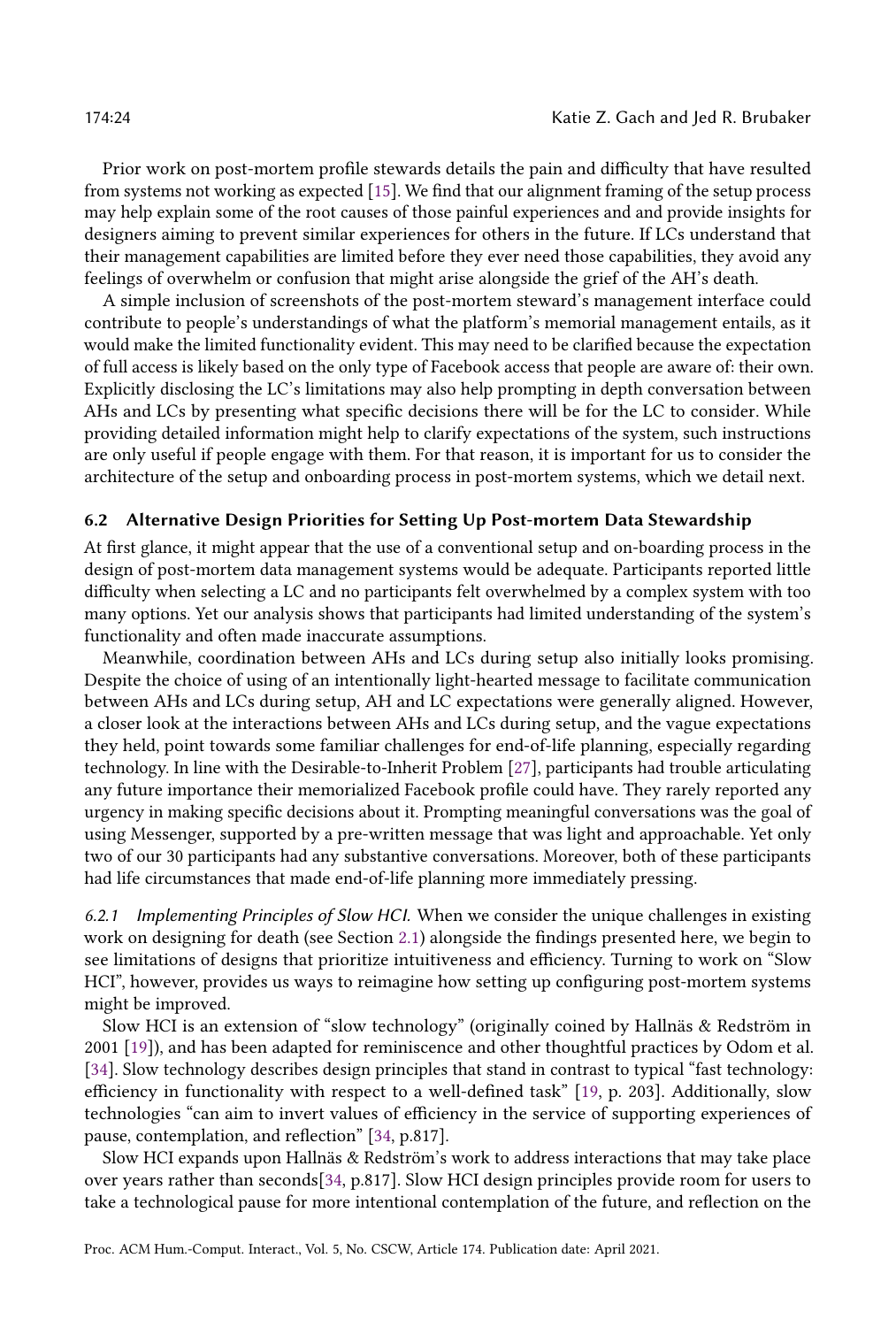Prior work on post-mortem profile stewards details the pain and difficulty that have resulted from systems not working as expected [15]. We find that our alignment framing of the setup process may help explain some of the root causes of those painful experiences and and provide insights for designers aiming to prevent similar experiences for others in the future. If LCs understand that their management capabilities are limited before they ever need those capabilities, they avoid any feelings of overwhelm or confusion that might arise alongside the grief of the AH's death.

A simple inclusion of screenshots of the post-mortem steward's management interface could contribute to people's understandings of what the platform's memorial management entails, as it would make the limited functionality evident. This may need to be clarified because the expectation of full access is likely based on the only type of Facebook access that people are aware of: their own. Explicitly disclosing the LC's limitations may also help prompting in depth conversation between AHs and LCs by presenting what specific decisions there will be for the LC to consider. While providing detailed information might help to clarify expectations of the system, such instructions are only useful if people engage with them. For that reason, it is important for us to consider the architecture of the setup and onboarding process in post-mortem systems, which we detail next.

### 6.2 Alternative Design Priorities for Setting Up Post-mortem Data Stewardship

At first glance, it might appear that the use of a conventional setup and on-boarding process in the design of post-mortem data management systems would be adequate. Participants reported little difficulty when selecting a LC and no participants felt overwhelmed by a complex system with too many options. Yet our analysis shows that participants had limited understanding of the system's functionality and often made inaccurate assumptions.

Meanwhile, coordination between AHs and LCs during setup also initially looks promising. Despite the choice of using of an intentionally light-hearted message to facilitate communication between AHs and LCs during setup, AH and LC expectations were generally aligned. However, a closer look at the interactions between AHs and LCs during setup, and the vague expectations they held, point towards some familiar challenges for end-of-life planning, especially regarding technology. In line with the Desirable-to-Inherit Problem [27], participants had trouble articulating any future importance their memorialized Facebook profile could have. They rarely reported any urgency in making specific decisions about it. Prompting meaningful conversations was the goal of using Messenger, supported by a pre-written message that was light and approachable. Yet only two of our 30 participants had any substantive conversations. Moreover, both of these participants had life circumstances that made end-of-life planning more immediately pressing.

*6.2.1 Implementing Principles of Slow HCI.* When we consider the unique challenges in existing work on designing for death (see Section 2.1) alongside the findings presented here, we begin to see limitations of designs that prioritize intuitiveness and efficiency. Turning to work on "Slow HCI", however, provides us ways to reimagine how setting up configuring post-mortem systems might be improved.

Slow HCI is an extension of "slow technology" (originally coined by Hallnäs & Redström in 2001 [19]), and has been adapted for reminiscence and other thoughtful practices by Odom et al. [34]. Slow technology describes design principles that stand in contrast to typical "fast technology: efficiency in functionality with respect to a well-defined task" [19, p. 203]. Additionally, slow technologies "can aim to invert values of efficiency in the service of supporting experiences of pause, contemplation, and reflection" [34, p.817].

Slow HCI expands upon Hallnäs & Redström's work to address interactions that may take place over years rather than seconds[34, p.817]. Slow HCI design principles provide room for users to take a technological pause for more intentional contemplation of the future, and reflection on the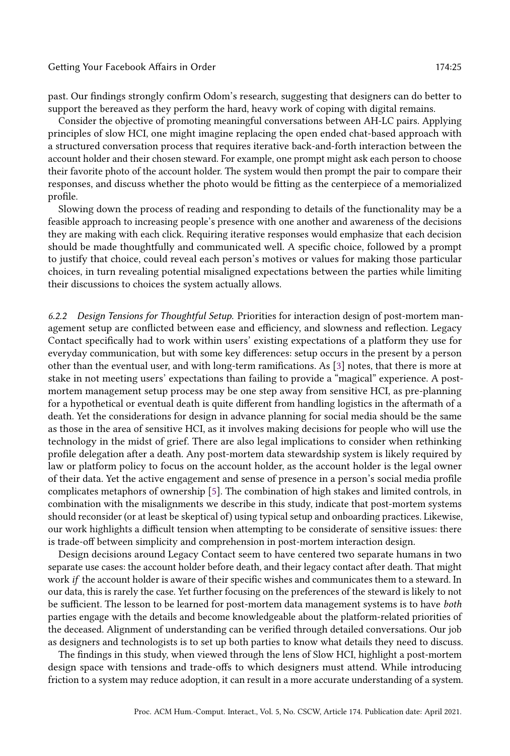past. Our findings strongly confirm Odom's research, suggesting that designers can do better to support the bereaved as they perform the hard, heavy work of coping with digital remains.

Consider the objective of promoting meaningful conversations between AH-LC pairs. Applying principles of slow HCI, one might imagine replacing the open ended chat-based approach with a structured conversation process that requires iterative back-and-forth interaction between the account holder and their chosen steward. For example, one prompt might ask each person to choose their favorite photo of the account holder. The system would then prompt the pair to compare their responses, and discuss whether the photo would be fitting as the centerpiece of a memorialized profile.

Slowing down the process of reading and responding to details of the functionality may be a feasible approach to increasing people's presence with one another and awareness of the decisions they are making with each click. Requiring iterative responses would emphasize that each decision should be made thoughtfully and communicated well. A specific choice, followed by a prompt to justify that choice, could reveal each person's motives or values for making those particular choices, in turn revealing potential misaligned expectations between the parties while limiting their discussions to choices the system actually allows.

*6.2.2 Design Tensions for Thoughtful Setup.* Priorities for interaction design of post-mortem management setup are conflicted between ease and efficiency, and slowness and reflection. Legacy Contact specifically had to work within users' existing expectations of a platform they use for everyday communication, but with some key differences: setup occurs in the present by a person other than the eventual user, and with long-term ramifications. As [3] notes, that there is more at stake in not meeting users' expectations than failing to provide a "magical" experience. A post-mortem management setup process may be one step away from sensitive HCI, as pre-planning for a hypothetical or eventual death is quite different from handling logistics in the aftermath of a death. Yet the considerations for design in advance planning for social media should be the same as those in the area of sensitive HCI, as it involves making decisions for people who will use the technology in the midst of grief. There are also legal implications to consider when rethinking profile delegation after a death. Any post-mortem data stewardship system is likely required by law or platform policy to focus on the account holder, as the account holder is the legal owner of their data. Yet the active engagement and sense of presence in a person's social media profile complicates metaphors of ownership [5]. The combination of high stakes and limited controls, in combination with the misalignments we describe in this study, indicate that post-mortem systems should reconsider (or at least be skeptical of) using typical setup and onboarding practices. Likewise, our work highlights a difficult tension when attempting to be considerate of sensitive issues: there is trade-off between simplicity and comprehension in post-mortem interaction design.

Design decisions around Legacy Contact seem to have centered two separate humans in two separate use cases: the account holder before death, and their legacy contact after death. That might work *if* the account holder is aware of their specific wishes and communicates them to a steward. In our data, this is rarely the case. Yet further focusing on the preferences of the steward is likely to not be sufficient. The lesson to be learned for post-mortem data management systems is to have *both* parties engage with the details and become knowledgeable about the platform-related priorities of the deceased. Alignment of understanding can be verified through detailed conversations. Our job as designers and technologists is to set up both parties to know what details they need to discuss.

The findings in this study, when viewed through the lens of Slow HCI, highlight a post-mortem design space with tensions and trade-offs to which designers must attend. While introducing friction to a system may reduce adoption, it can result in a more accurate understanding of a system.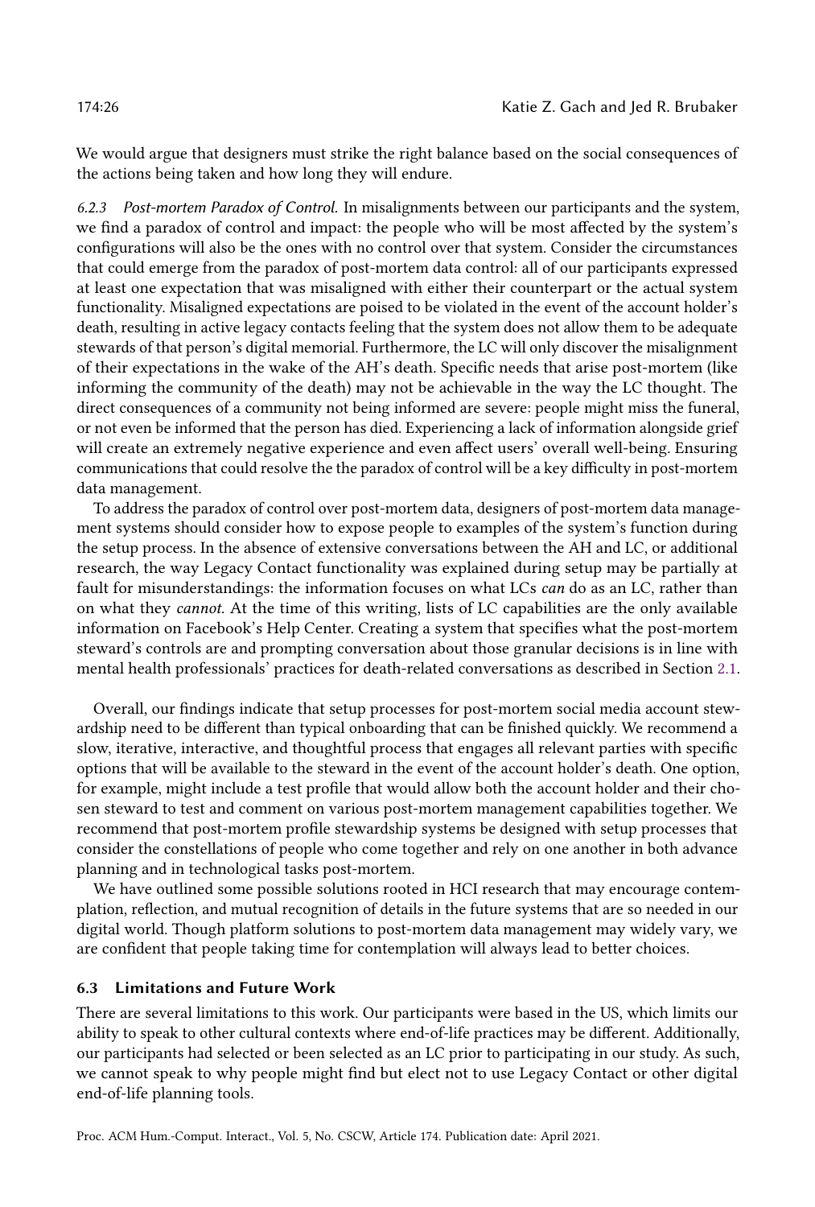We would argue that designers must strike the right balance based on the social consequences of the actions being taken and how long they will endure.

*6.2.3 Post-mortem Paradox of Control.* In misalignments between our participants and the system, we find a paradox of control and impact: the people who will be most affected by the system's configurations will also be the ones with no control over that system. Consider the circumstances that could emerge from the paradox of post-mortem data control: all of our participants expressed at least one expectation that was misaligned with either their counterpart or the actual system functionality. Misaligned expectations are poised to be violated in the event of the account holder's death, resulting in active legacy contacts feeling that the system does not allow them to be adequate stewards of that person's digital memorial. Furthermore, the LC will only discover the misalignment of their expectations in the wake of the AH's death. Specific needs that arise post-mortem (like informing the community of the death) may not be achievable in the way the LC thought. The direct consequences of a community not being informed are severe: people might miss the funeral, or not even be informed that the person has died. Experiencing a lack of information alongside grief will create an extremely negative experience and even affect users' overall well-being. Ensuring communications that could resolve the the paradox of control will be a key difficulty in post-mortem data management.

To address the paradox of control over post-mortem data, designers of post-mortem data management systems should consider how to expose people to examples of the system's function during the setup process. In the absence of extensive conversations between the AH and LC, or additional research, the way Legacy Contact functionality was explained during setup may be partially at fault for misunderstandings: the information focuses on what LCs *can* do as an LC, rather than on what they *cannot*. At the time of this writing, lists of LC capabilities are the only available information on Facebook's Help Center. Creating a system that specifies what the post-mortem steward's controls are and prompting conversation about those granular decisions is in line with mental health professionals' practices for death-related conversations as described in Section 2.1.

Overall, our findings indicate that setup processes for post-mortem social media account stewardship need to be different than typical onboarding that can be finished quickly. We recommend a slow, iterative, interactive, and thoughtful process that engages all relevant parties with specific options that will be available to the steward in the event of the account holder's death. One option, for example, might include a test profile that would allow both the account holder and their chosen steward to test and comment on various post-mortem management capabilities together. We recommend that post-mortem profile stewardship systems be designed with setup processes that consider the constellations of people who come together and rely on one another in both advance planning and in technological tasks post-mortem.

We have outlined some possible solutions rooted in HCI research that may encourage contemplation, reflection, and mutual recognition of details in the future systems that are so needed in our digital world. Though platform solutions to post-mortem data management may widely vary, we are confident that people taking time for contemplation will always lead to better choices.

### 6.3 Limitations and Future Work

There are several limitations to this work. Our participants were based in the US, which limits our ability to speak to other cultural contexts where end-of-life practices may be different. Additionally, our participants had selected or been selected as an LC prior to participating in our study. As such, we cannot speak to why people might find but elect not to use Legacy Contact or other digital end-of-life planning tools.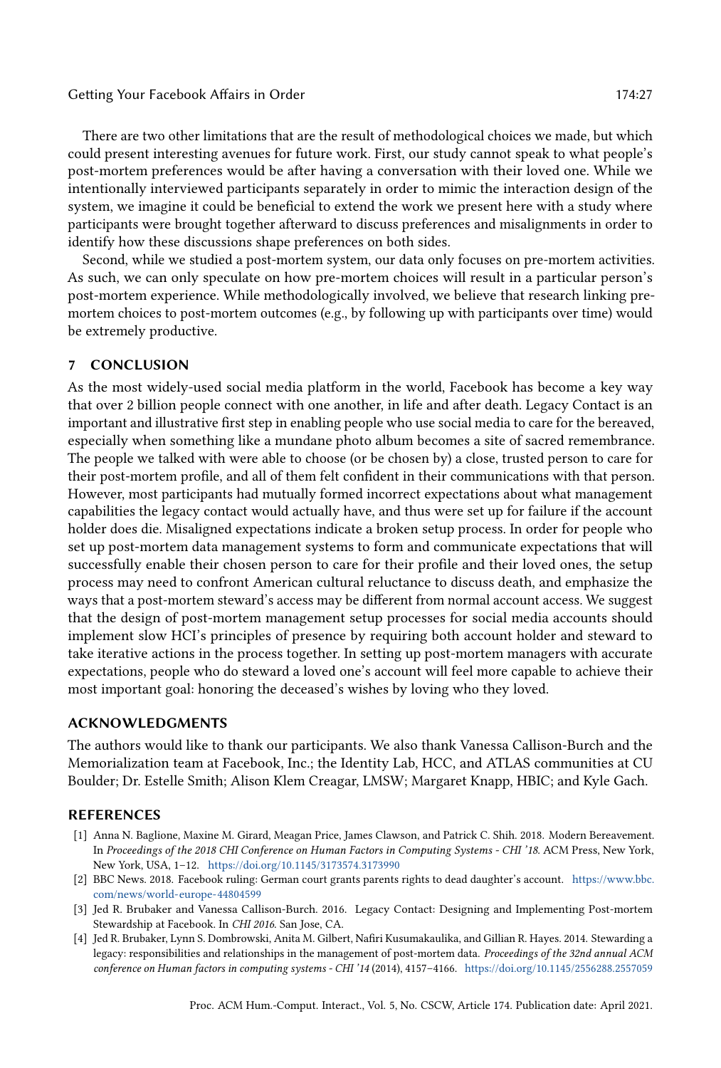There are two other limitations that are the result of methodological choices we made, but which could present interesting avenues for future work. First, our study cannot speak to what people's post-mortem preferences would be after having a conversation with their loved one. While we intentionally interviewed participants separately in order to mimic the interaction design of the system, we imagine it could be beneficial to extend the work we present here with a study where participants were brought together afterward to discuss preferences and misalignments in order to identify how these discussions shape preferences on both sides.

Second, while we studied a post-mortem system, our data only focuses on pre-mortem activities. As such, we can only speculate on how pre-mortem choices will result in a particular person's post-mortem experience. While methodologically involved, we believe that research linking pre-mortem choices to post-mortem outcomes (e.g., by following up with participants over time) would be extremely productive.

## 7 CONCLUSION

As the most widely-used social media platform in the world, Facebook has become a key way that over 2 billion people connect with one another, in life and after death. Legacy Contact is an important and illustrative first step in enabling people who use social media to care for the bereaved, especially when something like a mundane photo album becomes a site of sacred remembrance. The people we talked with were able to choose (or be chosen by) a close, trusted person to care for their post-mortem profile, and all of them felt confident in their communications with that person. However, most participants had mutually formed incorrect expectations about what management capabilities the legacy contact would actually have, and thus were set up for failure if the account holder does die. Misaligned expectations indicate a broken setup process. In order for people who set up post-mortem data management systems to form and communicate expectations that will successfully enable their chosen person to care for their profile and their loved ones, the setup process may need to confront American cultural reluctance to discuss death, and emphasize the ways that a post-mortem steward's access may be different from normal account access. We suggest that the design of post-mortem management setup processes for social media accounts should implement slow HCI's principles of presence by requiring both account holder and steward to take iterative actions in the process together. In setting up post-mortem managers with accurate expectations, people who do steward a loved one's account will feel more capable to achieve their most important goal: honoring the deceased's wishes by loving who they loved.

## ACKNOWLEDGMENTS

The authors would like to thank our participants. We also thank Vanessa Callison-Burch and the Memorialization team at Facebook, Inc.; the Identity Lab, HCC, and ATLAS communities at CU Boulder; Dr. Estelle Smith; Alison Klem Creagar, LMSW; Margaret Knapp, HBIC; and Kyle Gach.

## REFERENCES

[1] Anna N. Baglione, Maxine M. Girard, Meagan Price, James Clawson, and Patrick C. Shih. 2018. Modern Bereavement. In *Proceedings of the 2018 CHI Conference on Human Factors in Computing Systems - CHI '18*. ACM Press, New York, New York, USA, 1–12. https://doi.org/10.1145/3173574.3173990

[2] BBC News. 2018. Facebook ruling: German court grants parents rights to dead daughter's account. https://www.bbc.com/news/world-europe-44804599

[3] Jed R. Brubaker and Vanessa Callison-Burch. 2016. Legacy Contact: Designing and Implementing Post-mortem Stewardship at Facebook. In *CHI 2016*. San Jose, CA.

[4] Jed R. Brubaker, Lynn S. Dombrowski, Anita M. Gilbert, Nafiri Kusumakaulika, and Gillian R. Hayes. 2014. Stewarding a legacy: responsibilities and relationships in the management of post-mortem data. *Proceedings of the 32nd annual ACM conference on Human factors in computing systems - CHI '14* (2014), 4157–4166. https://doi.org/10.1145/2556288.2557059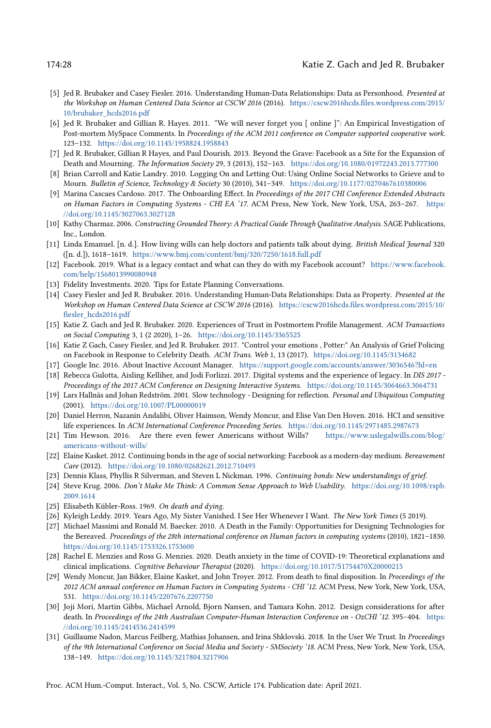[5] Jed R. Brubaker and Casey Fiesler. 2016. Understanding Human-Data Relationships: Data as Personhood. *Presented at the Workshop on Human Centered Data Science at CSCW 2016* (2016). https://cscw2016hcds.files.wordpress.com/2015/10/brubaker_hcds2016.pdf

[6] Jed R. Brubaker and Gillian R. Hayes. 2011. "We will never forget you [ online ]": An Empirical Investigation of Post-mortem MySpace Comments. In *Proceedings of the ACM 2011 conference on Computer supported cooperative work*. 123–132. https://doi.org/10.1145/1958824.1958843

[7] Jed R. Brubaker, Gillian R Hayes, and Paul Dourish. 2013. Beyond the Grave: Facebook as a Site for the Expansion of Death and Mourning. *The Information Society* 29, 3 (2013), 152–163. https://doi.org/10.1080/01972243.2013.777300

[8] Brian Carroll and Katie Landry. 2010. Logging On and Letting Out: Using Online Social Networks to Grieve and to Mourn. *Bulletin of Science, Technology & Society* 30 (2010), 341–349. https://doi.org/10.1177/0270467610380006

[9] Marina Cascaes Cardoso. 2017. The Onboarding Effect. In *Proceedings of the 2017 CHI Conference Extended Abstracts on Human Factors in Computing Systems - CHI EA '17*. ACM Press, New York, New York, USA, 263–267. https://doi.org/10.1145/3027063.3027128

[10] Kathy Charmaz. 2006. *Constructing Grounded Theory: A Practical Guide Through Qualitative Analysis*. SAGE Publications, Inc., London.

[11] Linda Emanuel. [n. d.]. How living wills can help doctors and patients talk about dying. *British Medical Journal* 320 ([n. d.]), 1618–1619. https://www.bmj.com/content/bmj/320/7250/1618.full.pdf

[12] Facebook. 2019. What is a legacy contact and what can they do with my Facebook account? https://www.facebook.com/help/1568013990080948

[13] Fidelity Investments. 2020. Tips for Estate Planning Conversations.

[14] Casey Fiesler and Jed R. Brubaker. 2016. Understanding Human-Data Relationships: Data as Property. *Presented at the Workshop on Human Centered Data Science at CSCW 2016* (2016). https://cscw2016hcds.files.wordpress.com/2015/10/fiesler_hcds2016.pdf

[15] Katie Z. Gach and Jed R. Brubaker. 2020. Experiences of Trust in Postmortem Profile Management. *ACM Transactions on Social Computing* 3, 1 (2 2020), 1–26. https://doi.org/10.1145/3365525

[16] Katie Z Gach, Casey Fiesler, and Jed R. Brubaker. 2017. "Control your emotions , Potter:" An Analysis of Grief Policing on Facebook in Response to Celebrity Death. *ACM Trans. Web* 1, 13 (2017). https://doi.org/10.1145/3134682

[17] Google Inc. 2016. About Inactive Account Manager. https://support.google.com/accounts/answer/3036546?hl=en

[18] Rebecca Gulotta, Aisling Kelliher, and Jodi Forlizzi. 2017. Digital systems and the experience of legacy. In *DIS 2017 - Proceedings of the 2017 ACM Conference on Designing Interactive Systems*. https://doi.org/10.1145/3064663.3064731

[19] Lars Hallnäs and Johan Redström. 2001. Slow technology - Designing for reflection. *Personal and Ubiquitous Computing* (2001). https://doi.org/10.1007/PL00000019

[20] Daniel Herron, Nazanin Andalibi, Oliver Haimson, Wendy Moncur, and Elise Van Den Hoven. 2016. HCI and sensitive life experiences. In *ACM International Conference Proceeding Series*. https://doi.org/10.1145/2971485.2987673

[21] Tim Hewson. 2016. Are there even fewer Americans without Wills? https://www.uslegalwills.com/blog/americans-without-wills/

[22] Elaine Kasket. 2012. Continuing bonds in the age of social networking: Facebook as a modern-day medium. *Bereavement Care* (2012). https://doi.org/10.1080/02682621.2012.710493

[23] Dennis Klass, Phyllis R Silverman, and Steven L Nickman. 1996. *Continuing bonds: New understandings of grief.*

[24] Steve Krug. 2006. *Don't Make Me Think: A Common Sense Approach to Web Usability.* https://doi.org/10.1098/rspb.2009.1614

[25] Elisabeth Kübler-Ross. 1969. *On death and dying.*

[26] Kyleigh Leddy. 2019. Years Ago, My Sister Vanished. I See Her Whenever I Want. *The New York Times* (5 2019).

[27] Michael Massimi and Ronald M. Baecker. 2010. A Death in the Family: Opportunities for Designing Technologies for the Bereaved. *Proceedings of the 28th international conference on Human factors in computing systems* (2010), 1821–1830. https://doi.org/10.1145/1753326.1753600

[28] Rachel E. Menzies and Ross G. Menzies. 2020. Death anxiety in the time of COVID-19: Theoretical explanations and clinical implications. *Cognitive Behaviour Therapist* (2020). https://doi.org/10.1017/S1754470X20000215

[29] Wendy Moncur, Jan Bikker, Elaine Kasket, and John Troyer. 2012. From death to final disposition. In *Proceedings of the 2012 ACM annual conference on Human Factors in Computing Systems - CHI '12*. ACM Press, New York, New York, USA, 531. https://doi.org/10.1145/2207676.2207750

[30] Joji Mori, Martin Gibbs, Michael Arnold, Bjorn Nansen, and Tamara Kohn. 2012. Design considerations for after death. In *Proceedings of the 24th Australian Computer-Human Interaction Conference on - OzCHI '12*. 395–404. https://doi.org/10.1145/2414536.2414599

[31] Guillaume Nadon, Marcus Feilberg, Mathias Johansen, and Irina Shklovski. 2018. In the User We Trust. In *Proceedings of the 9th International Conference on Social Media and Society - SMSociety '18*. ACM Press, New York, New York, USA, 138–149. https://doi.org/10.1145/3217804.3217906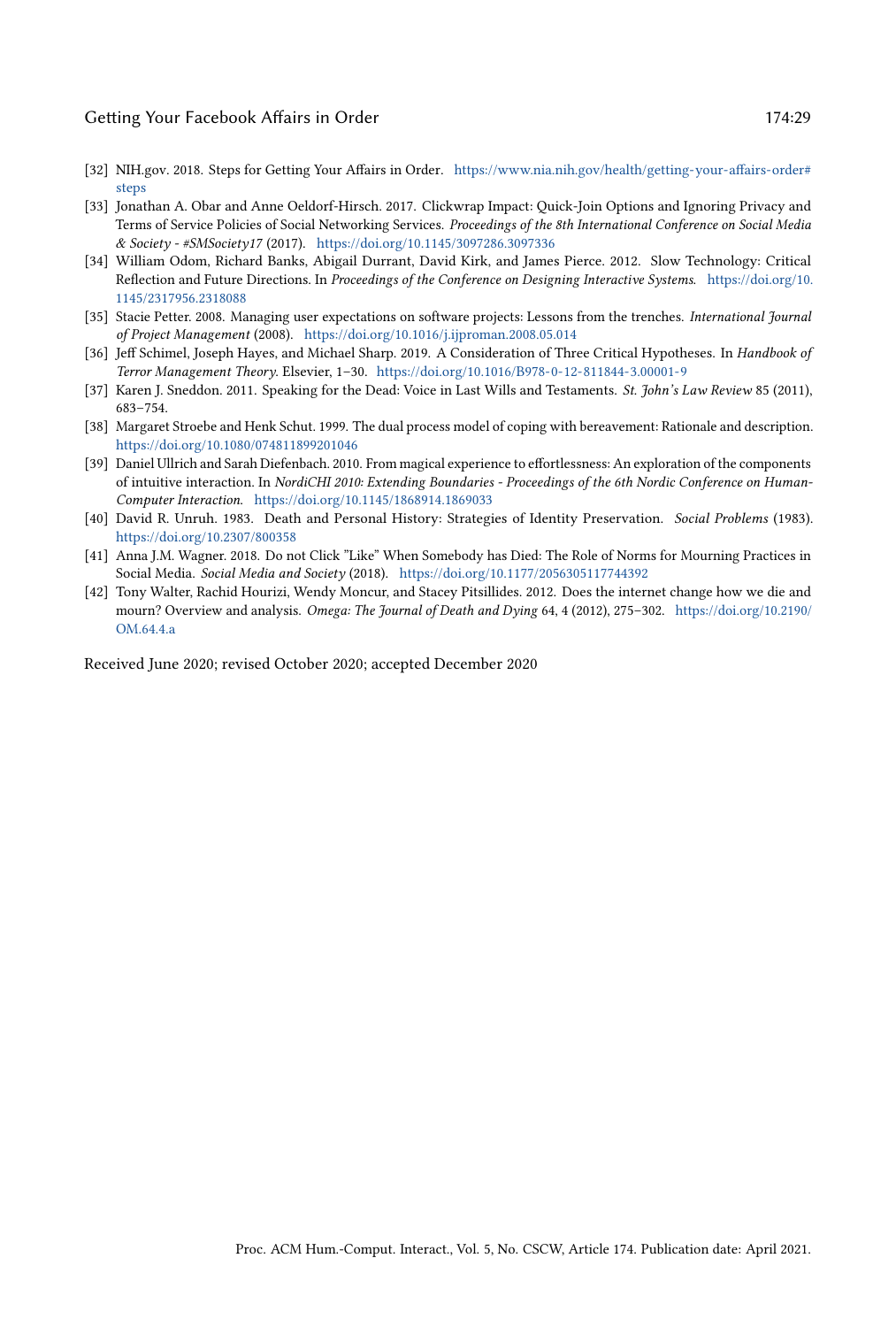[32] NIH.gov. 2018. Steps for Getting Your Affairs in Order. https://www.nia.nih.gov/health/getting-your-affairs-order#steps

[33] Jonathan A. Obar and Anne Oeldorf-Hirsch. 2017. Clickwrap Impact: Quick-Join Options and Ignoring Privacy and Terms of Service Policies of Social Networking Services. *Proceedings of the 8th International Conference on Social Media & Society - #SMSociety17* (2017). https://doi.org/10.1145/3097286.3097336

[34] William Odom, Richard Banks, Abigail Durrant, David Kirk, and James Pierce. 2012. Slow Technology: Critical Reflection and Future Directions. In *Proceedings of the Conference on Designing Interactive Systems*. https://doi.org/10.1145/2317956.2318088

[35] Stacie Petter. 2008. Managing user expectations on software projects: Lessons from the trenches. *International Journal of Project Management* (2008). https://doi.org/10.1016/j.ijproman.2008.05.014

[36] Jeff Schimel, Joseph Hayes, and Michael Sharp. 2019. A Consideration of Three Critical Hypotheses. In *Handbook of Terror Management Theory*. Elsevier, 1–30. https://doi.org/10.1016/B978-0-12-811844-3.00001-9

[37] Karen J. Sneddon. 2011. Speaking for the Dead: Voice in Last Wills and Testaments. *St. John's Law Review* 85 (2011), 683–754.

[38] Margaret Stroebe and Henk Schut. 1999. The dual process model of coping with bereavement: Rationale and description. https://doi.org/10.1080/074811899201046

[39] Daniel Ullrich and Sarah Diefenbach. 2010. From magical experience to effortlessness: An exploration of the components of intuitive interaction. In *NordiCHI 2010: Extending Boundaries - Proceedings of the 6th Nordic Conference on Human-Computer Interaction*. https://doi.org/10.1145/1868914.1869033

[40] David R. Unruh. 1983. Death and Personal History: Strategies of Identity Preservation. *Social Problems* (1983). https://doi.org/10.2307/800358

[41] Anna J.M. Wagner. 2018. Do not Click "Like" When Somebody has Died: The Role of Norms for Mourning Practices in Social Media. *Social Media and Society* (2018). https://doi.org/10.1177/2056305117744392

[42] Tony Walter, Rachid Hourizi, Wendy Moncur, and Stacey Pitsillides. 2012. Does the internet change how we die and mourn? Overview and analysis. *Omega: The Journal of Death and Dying* 64, 4 (2012), 275–302. https://doi.org/10.2190/OM.64.4.a

Received June 2020; revised October 2020; accepted December 2020